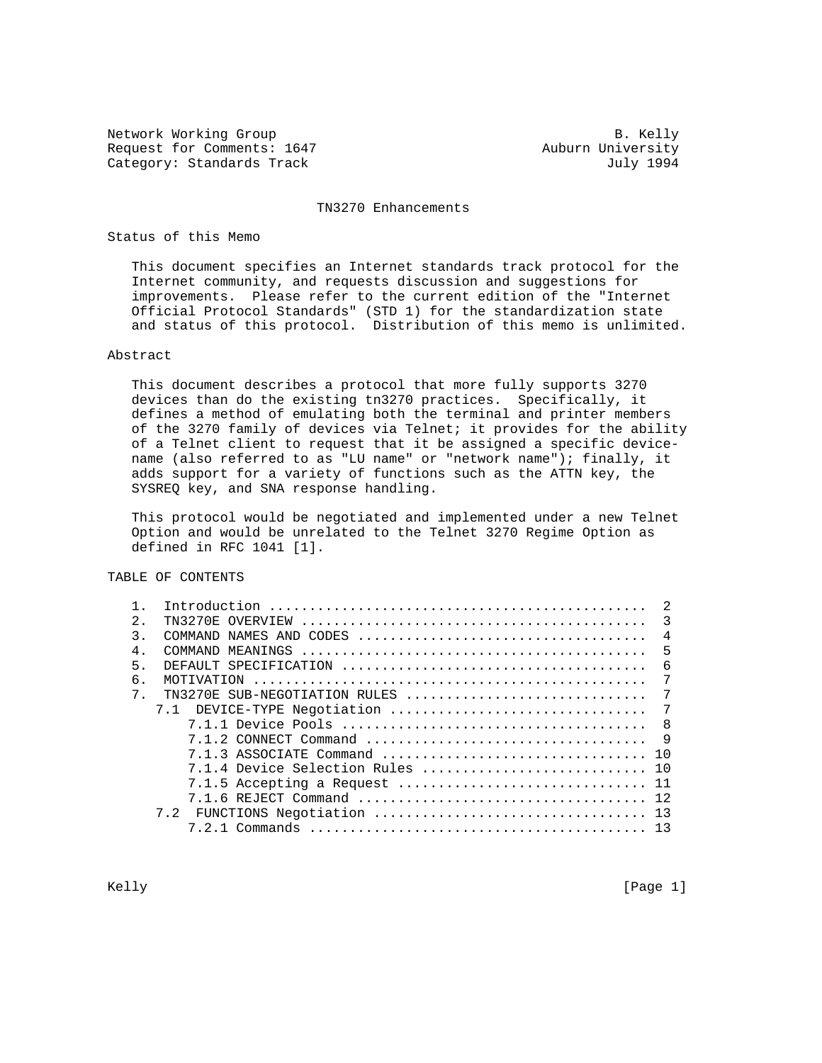Network Working Group B. Kelly
Request for Comments: 1647 Auburn University
Category: Standards Track July 1994

# TN3270 Enhancements

## Status of this Memo

This document specifies an Internet standards track protocol for the Internet community, and requests discussion and suggestions for improvements. Please refer to the current edition of the "Internet Official Protocol Standards" (STD 1) for the standardization state and status of this protocol. Distribution of this memo is unlimited.

## Abstract

This document describes a protocol that more fully supports 3270 devices than do the existing tn3270 practices. Specifically, it defines a method of emulating both the terminal and printer members of the 3270 family of devices via Telnet; it provides for the ability of a Telnet client to request that it be assigned a specific device-name (also referred to as "LU name" or "network name"); finally, it adds support for a variety of functions such as the ATTN key, the SYSREQ key, and SNA response handling.

This protocol would be negotiated and implemented under a new Telnet Option and would be unrelated to the Telnet 3270 Regime Option as defined in RFC 1041 [1].

## TABLE OF CONTENTS

```
1.  Introduction ..............................................  2
2.  TN3270E OVERVIEW ..........................................  3
3.  COMMAND NAMES AND CODES ...................................  4
4.  COMMAND MEANINGS ..........................................  5
5.  DEFAULT SPECIFICATION .....................................  6
6.  MOTIVATION ................................................  7
7.  TN3270E SUB-NEGOTIATION RULES .............................  7
   7.1  DEVICE-TYPE Negotiation ...............................  7
       7.1.1 Device Pools .....................................  8
       7.1.2 CONNECT Command ..................................  9
       7.1.3 ASSOCIATE Command ................................ 10
       7.1.4 Device Selection Rules ........................... 10
       7.1.5 Accepting a Request .............................. 11
       7.1.6 REJECT Command ................................... 12
   7.2  FUNCTIONS Negotiation ................................. 13
       7.2.1 Commands ......................................... 13
```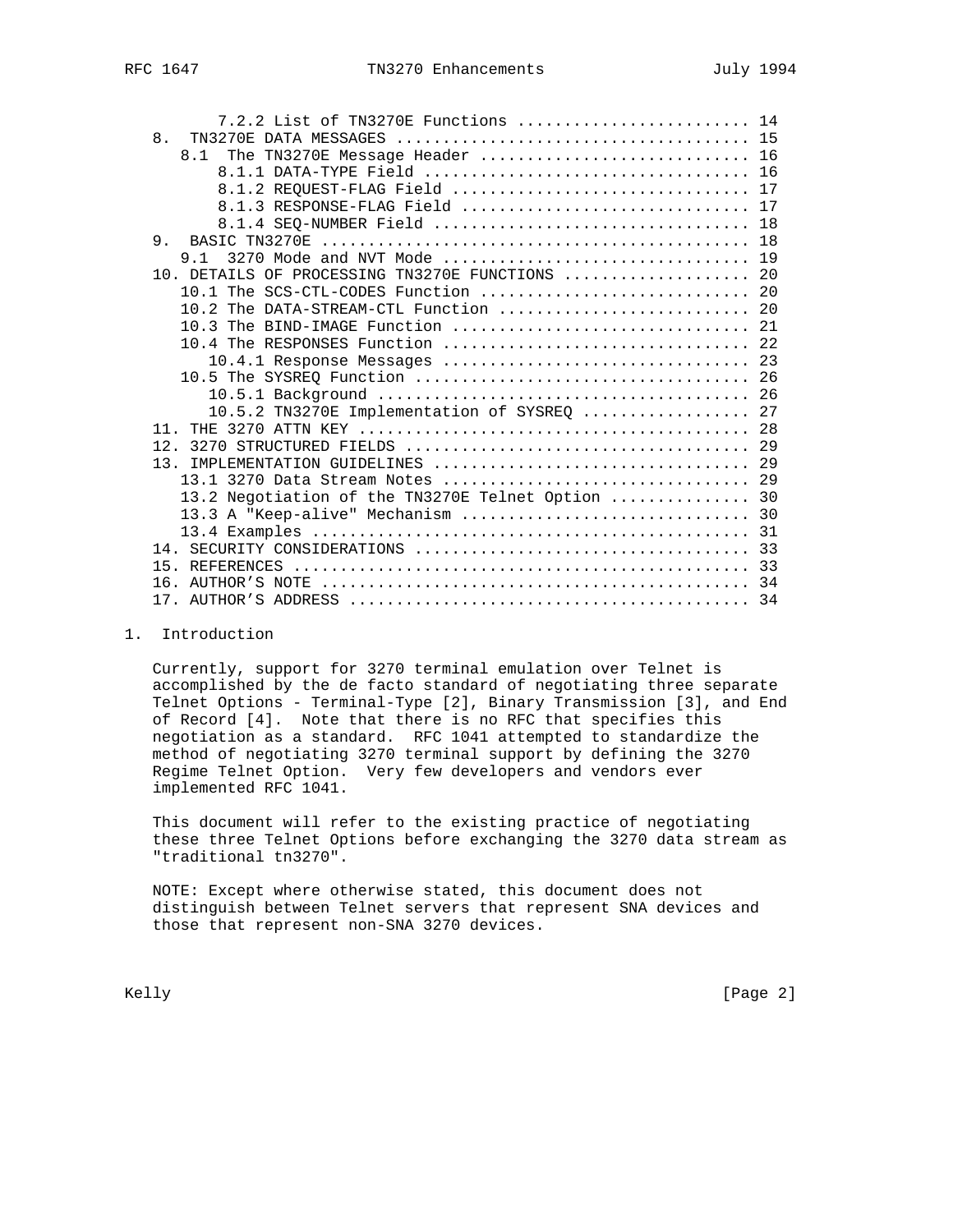```
      7.2.2 List of TN3270E Functions ........................ 14
   8.  TN3270E DATA MESSAGES .................................... 15
      8.1  The TN3270E Message Header ............................ 16
         8.1.1 DATA-TYPE Field ................................. 16
         8.1.2 REQUEST-FLAG Field .............................. 17
         8.1.3 RESPONSE-FLAG Field ............................. 17
         8.1.4 SEQ-NUMBER Field ................................ 18
   9.  BASIC TN3270E ............................................ 18
      9.1  3270 Mode and NVT Mode ................................ 19
   10. DETAILS OF PROCESSING TN3270E FUNCTIONS ................... 20
      10.1 The SCS-CTL-CODES Function ............................ 20
      10.2 The DATA-STREAM-CTL Function .......................... 20
      10.3 The BIND-IMAGE Function ............................... 21
      10.4 The RESPONSES Function ................................ 22
         10.4.1 Response Messages ............................... 23
      10.5 The SYSREQ Function ................................... 26
         10.5.1 Background ...................................... 26
         10.5.2 TN3270E Implementation of SYSREQ ................. 27
   11. THE 3270 ATTN KEY ........................................ 28
   12. 3270 STRUCTURED FIELDS ................................... 29
   13. IMPLEMENTATION GUIDELINES ................................ 29
      13.1 3270 Data Stream Notes ................................ 29
      13.2 Negotiation of the TN3270E Telnet Option .............. 30
      13.3 A "Keep-alive" Mechanism .............................. 30
      13.4 Examples .............................................. 31
   14. SECURITY CONSIDERATIONS .................................. 33
   15. REFERENCES ............................................... 33
   16. AUTHOR'S NOTE ............................................ 34
   17. AUTHOR'S ADDRESS ......................................... 34
```

## 1. Introduction

Currently, support for 3270 terminal emulation over Telnet is accomplished by the de facto standard of negotiating three separate Telnet Options - Terminal-Type [2], Binary Transmission [3], and End of Record [4]. Note that there is no RFC that specifies this negotiation as a standard. RFC 1041 attempted to standardize the method of negotiating 3270 terminal support by defining the 3270 Regime Telnet Option. Very few developers and vendors ever implemented RFC 1041.

This document will refer to the existing practice of negotiating these three Telnet Options before exchanging the 3270 data stream as "traditional tn3270".

NOTE: Except where otherwise stated, this document does not distinguish between Telnet servers that represent SNA devices and those that represent non-SNA 3270 devices.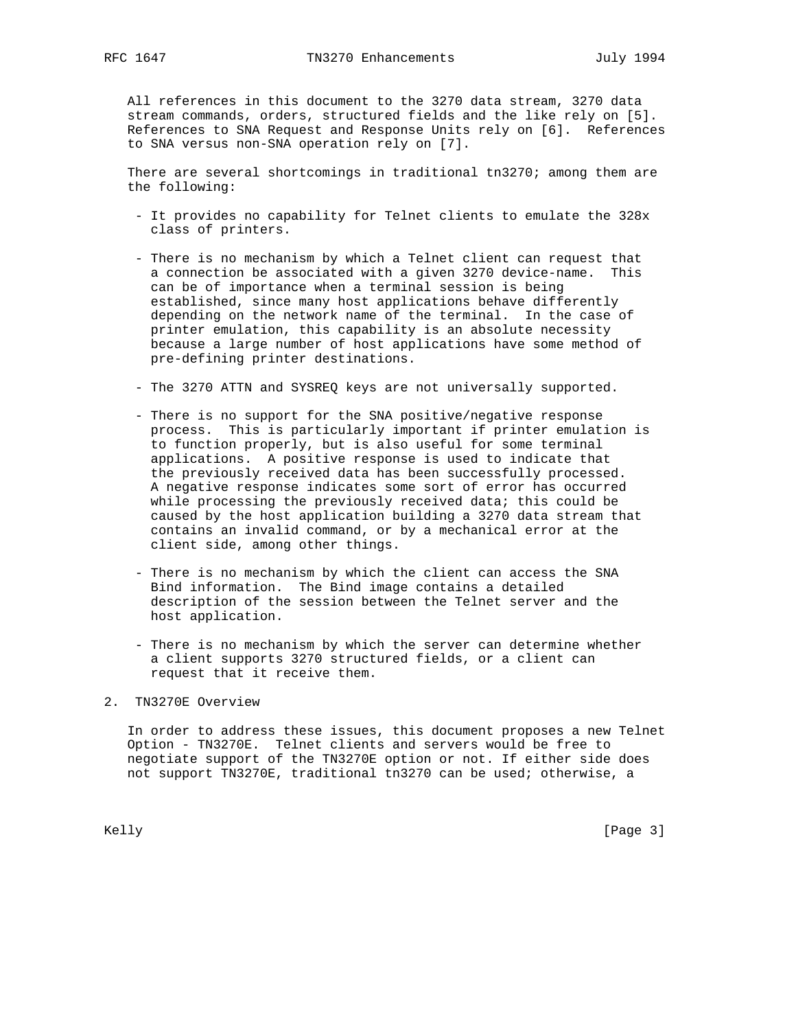All references in this document to the 3270 data stream, 3270 data stream commands, orders, structured fields and the like rely on [5]. References to SNA Request and Response Units rely on [6]. References to SNA versus non-SNA operation rely on [7].

There are several shortcomings in traditional tn3270; among them are the following:

- It provides no capability for Telnet clients to emulate the 328x class of printers.

- There is no mechanism by which a Telnet client can request that a connection be associated with a given 3270 device-name. This can be of importance when a terminal session is being established, since many host applications behave differently depending on the network name of the terminal. In the case of printer emulation, this capability is an absolute necessity because a large number of host applications have some method of pre-defining printer destinations.

- The 3270 ATTN and SYSREQ keys are not universally supported.

- There is no support for the SNA positive/negative response process. This is particularly important if printer emulation is to function properly, but is also useful for some terminal applications. A positive response is used to indicate that the previously received data has been successfully processed. A negative response indicates some sort of error has occurred while processing the previously received data; this could be caused by the host application building a 3270 data stream that contains an invalid command, or by a mechanical error at the client side, among other things.

- There is no mechanism by which the client can access the SNA Bind information. The Bind image contains a detailed description of the session between the Telnet server and the host application.

- There is no mechanism by which the server can determine whether a client supports 3270 structured fields, or a client can request that it receive them.

## 2. TN3270E Overview

In order to address these issues, this document proposes a new Telnet Option - TN3270E. Telnet clients and servers would be free to negotiate support of the TN3270E option or not. If either side does not support TN3270E, traditional tn3270 can be used; otherwise, a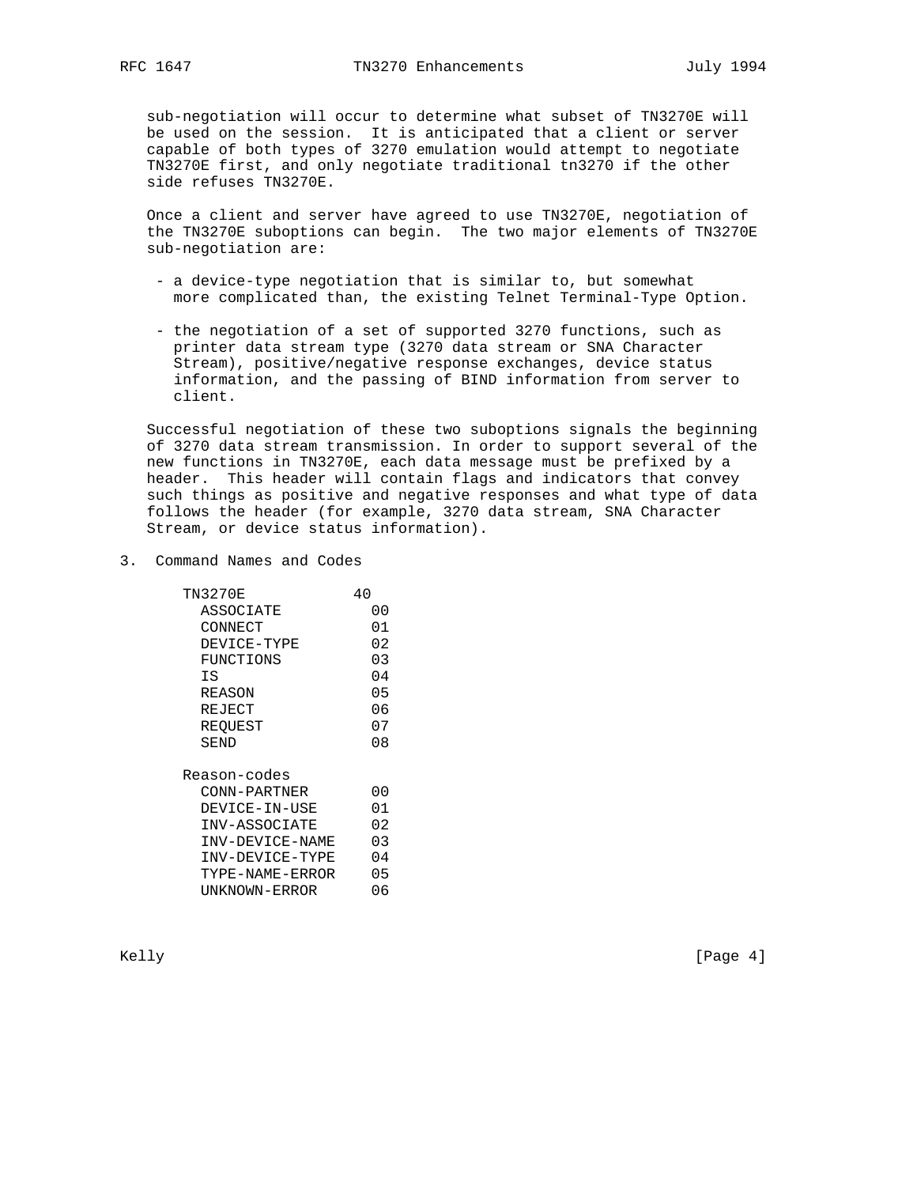sub-negotiation will occur to determine what subset of TN3270E will be used on the session. It is anticipated that a client or server capable of both types of 3270 emulation would attempt to negotiate TN3270E first, and only negotiate traditional tn3270 if the other side refuses TN3270E.

Once a client and server have agreed to use TN3270E, negotiation of the TN3270E suboptions can begin. The two major elements of TN3270E sub-negotiation are:

- a device-type negotiation that is similar to, but somewhat more complicated than, the existing Telnet Terminal-Type Option.
- the negotiation of a set of supported 3270 functions, such as printer data stream type (3270 data stream or SNA Character Stream), positive/negative response exchanges, device status information, and the passing of BIND information from server to client.

Successful negotiation of these two suboptions signals the beginning of 3270 data stream transmission. In order to support several of the new functions in TN3270E, each data message must be prefixed by a header. This header will contain flags and indicators that convey such things as positive and negative responses and what type of data follows the header (for example, 3270 data stream, SNA Character Stream, or device status information).

## 3. Command Names and Codes

```
TN3270E           40
  ASSOCIATE         00
  CONNECT           01
  DEVICE-TYPE       02
  FUNCTIONS         03
  IS                04
  REASON            05
  REJECT            06
  REQUEST           07
  SEND              08

Reason-codes
  CONN-PARTNER      00
  DEVICE-IN-USE     01
  INV-ASSOCIATE     02
  INV-DEVICE-NAME   03
  INV-DEVICE-TYPE   04
  TYPE-NAME-ERROR   05
  UNKNOWN-ERROR     06
```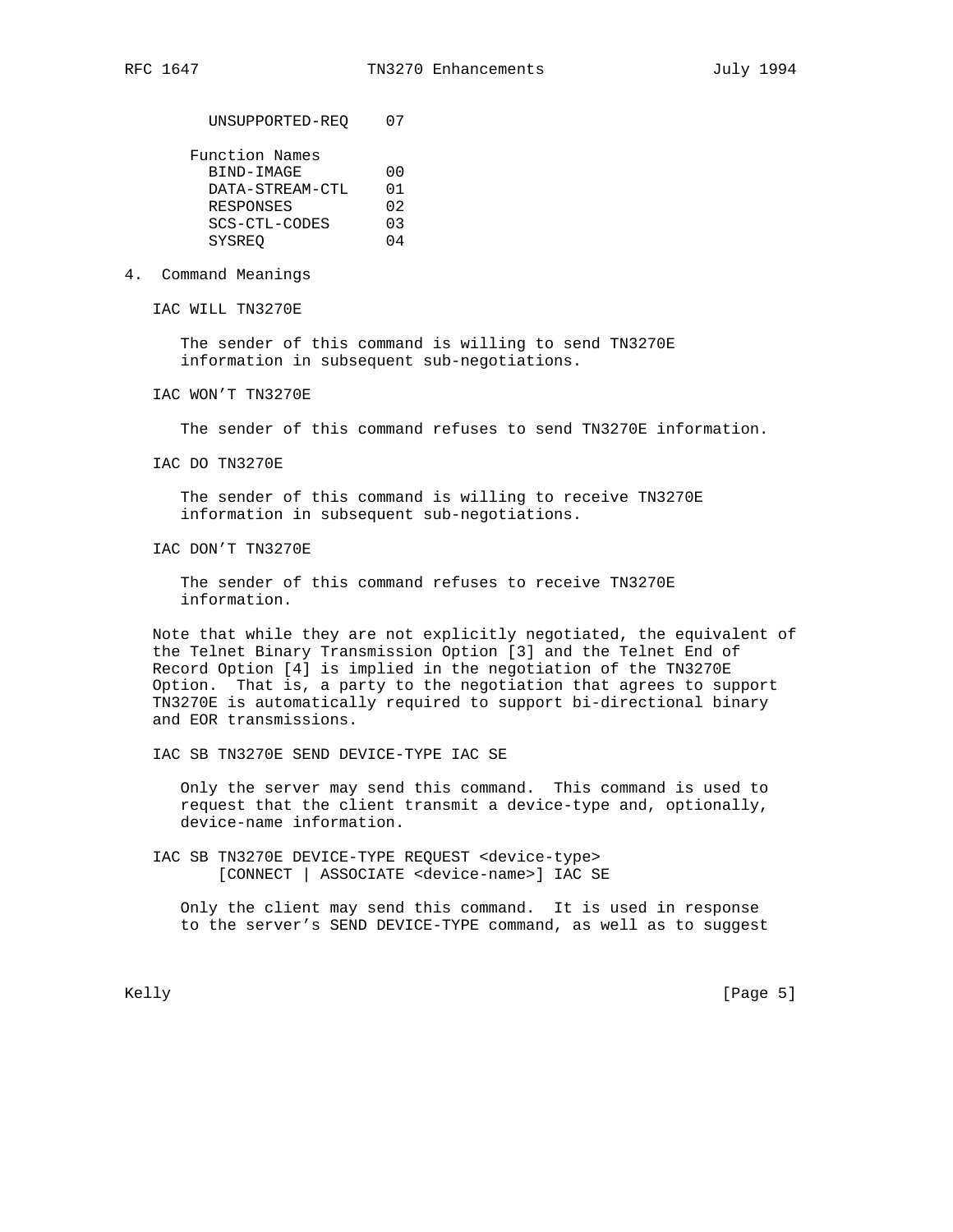UNSUPPORTED-REQ 07

Function Names

| Name | Value |
|---|---|
| BIND-IMAGE | 00 |
| DATA-STREAM-CTL | 01 |
| RESPONSES | 02 |
| SCS-CTL-CODES | 03 |
| SYSREQ | 04 |

## 4. Command Meanings

IAC WILL TN3270E

The sender of this command is willing to send TN3270E information in subsequent sub-negotiations.

IAC WON'T TN3270E

The sender of this command refuses to send TN3270E information.

IAC DO TN3270E

The sender of this command is willing to receive TN3270E information in subsequent sub-negotiations.

IAC DON'T TN3270E

The sender of this command refuses to receive TN3270E information.

Note that while they are not explicitly negotiated, the equivalent of the Telnet Binary Transmission Option [3] and the Telnet End of Record Option [4] is implied in the negotiation of the TN3270E Option. That is, a party to the negotiation that agrees to support TN3270E is automatically required to support bi-directional binary and EOR transmissions.

IAC SB TN3270E SEND DEVICE-TYPE IAC SE

Only the server may send this command. This command is used to request that the client transmit a device-type and, optionally, device-name information.

IAC SB TN3270E DEVICE-TYPE REQUEST <device-type> [CONNECT | ASSOCIATE <device-name>] IAC SE

Only the client may send this command. It is used in response to the server's SEND DEVICE-TYPE command, as well as to suggest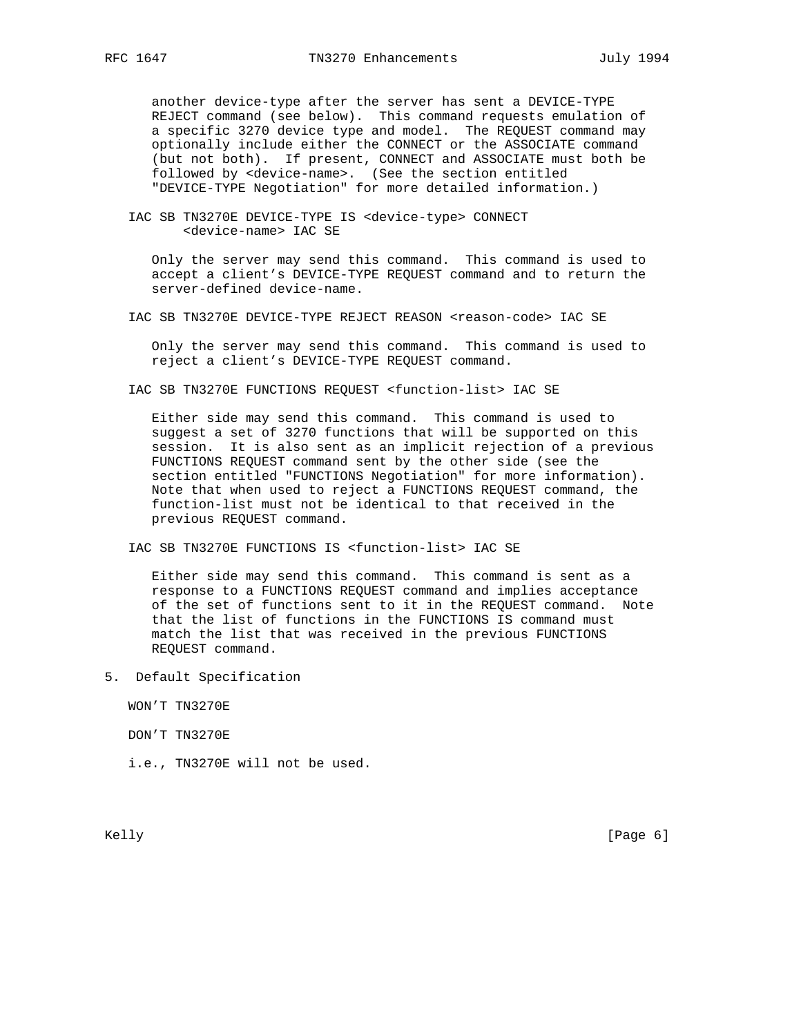another device-type after the server has sent a DEVICE-TYPE REJECT command (see below). This command requests emulation of a specific 3270 device type and model. The REQUEST command may optionally include either the CONNECT or the ASSOCIATE command (but not both). If present, CONNECT and ASSOCIATE must both be followed by <device-name>. (See the section entitled "DEVICE-TYPE Negotiation" for more detailed information.)

IAC SB TN3270E DEVICE-TYPE IS <device-type> CONNECT <device-name> IAC SE

Only the server may send this command. This command is used to accept a client's DEVICE-TYPE REQUEST command and to return the server-defined device-name.

IAC SB TN3270E DEVICE-TYPE REJECT REASON <reason-code> IAC SE

Only the server may send this command. This command is used to reject a client's DEVICE-TYPE REQUEST command.

IAC SB TN3270E FUNCTIONS REQUEST <function-list> IAC SE

Either side may send this command. This command is used to suggest a set of 3270 functions that will be supported on this session. It is also sent as an implicit rejection of a previous FUNCTIONS REQUEST command sent by the other side (see the section entitled "FUNCTIONS Negotiation" for more information). Note that when used to reject a FUNCTIONS REQUEST command, the function-list must not be identical to that received in the previous REQUEST command.

IAC SB TN3270E FUNCTIONS IS <function-list> IAC SE

Either side may send this command. This command is sent as a response to a FUNCTIONS REQUEST command and implies acceptance of the set of functions sent to it in the REQUEST command. Note that the list of functions in the FUNCTIONS IS command must match the list that was received in the previous FUNCTIONS REQUEST command.

## 5. Default Specification

WON'T TN3270E

DON'T TN3270E

i.e., TN3270E will not be used.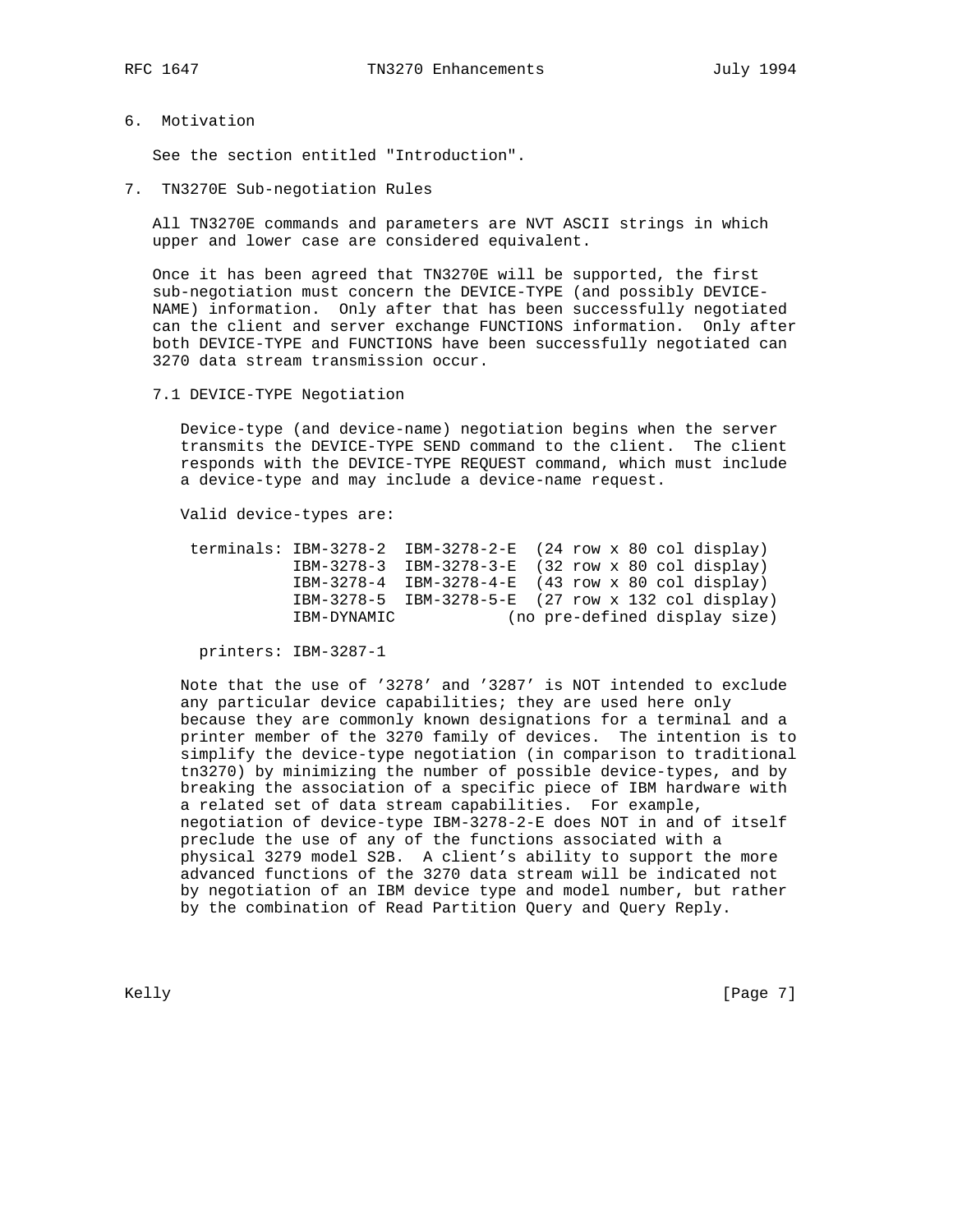## 6. Motivation

See the section entitled "Introduction".

## 7. TN3270E Sub-negotiation Rules

All TN3270E commands and parameters are NVT ASCII strings in which upper and lower case are considered equivalent.

Once it has been agreed that TN3270E will be supported, the first sub-negotiation must concern the DEVICE-TYPE (and possibly DEVICE-NAME) information. Only after that has been successfully negotiated can the client and server exchange FUNCTIONS information. Only after both DEVICE-TYPE and FUNCTIONS have been successfully negotiated can 3270 data stream transmission occur.

### 7.1 DEVICE-TYPE Negotiation

Device-type (and device-name) negotiation begins when the server transmits the DEVICE-TYPE SEND command to the client. The client responds with the DEVICE-TYPE REQUEST command, which must include a device-type and may include a device-name request.

Valid device-types are:

```
 terminals: IBM-3278-2  IBM-3278-2-E  (24 row x 80 col display)
            IBM-3278-3  IBM-3278-3-E  (32 row x 80 col display)
            IBM-3278-4  IBM-3278-4-E  (43 row x 80 col display)
            IBM-3278-5  IBM-3278-5-E  (27 row x 132 col display)
            IBM-DYNAMIC            (no pre-defined display size)

  printers: IBM-3287-1
```

Note that the use of '3278' and '3287' is NOT intended to exclude any particular device capabilities; they are used here only because they are commonly known designations for a terminal and a printer member of the 3270 family of devices. The intention is to simplify the device-type negotiation (in comparison to traditional tn3270) by minimizing the number of possible device-types, and by breaking the association of a specific piece of IBM hardware with a related set of data stream capabilities. For example, negotiation of device-type IBM-3278-2-E does NOT in and of itself preclude the use of any of the functions associated with a physical 3279 model S2B. A client's ability to support the more advanced functions of the 3270 data stream will be indicated not by negotiation of an IBM device type and model number, but rather by the combination of Read Partition Query and Query Reply.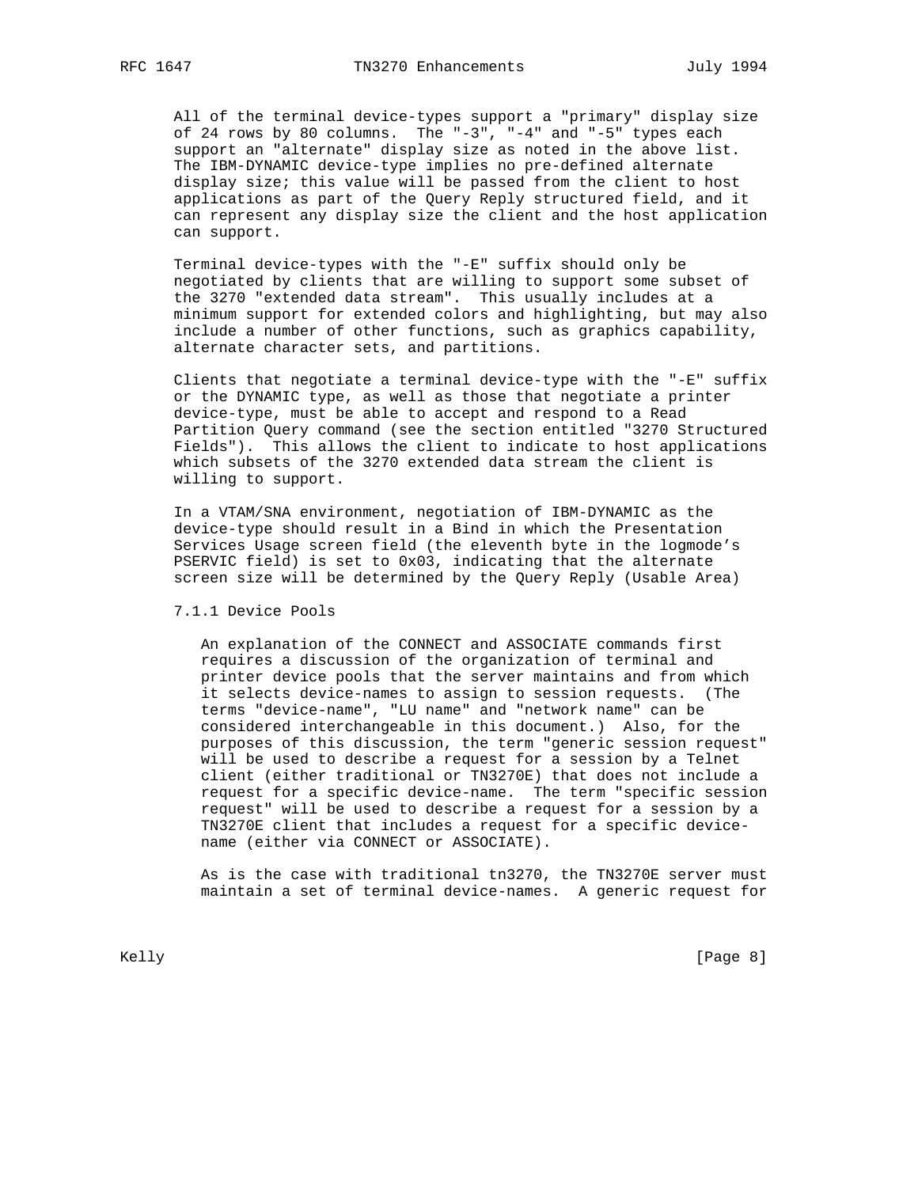All of the terminal device-types support a "primary" display size of 24 rows by 80 columns. The "-3", "-4" and "-5" types each support an "alternate" display size as noted in the above list. The IBM-DYNAMIC device-type implies no pre-defined alternate display size; this value will be passed from the client to host applications as part of the Query Reply structured field, and it can represent any display size the client and the host application can support.

Terminal device-types with the "-E" suffix should only be negotiated by clients that are willing to support some subset of the 3270 "extended data stream". This usually includes at a minimum support for extended colors and highlighting, but may also include a number of other functions, such as graphics capability, alternate character sets, and partitions.

Clients that negotiate a terminal device-type with the "-E" suffix or the DYNAMIC type, as well as those that negotiate a printer device-type, must be able to accept and respond to a Read Partition Query command (see the section entitled "3270 Structured Fields"). This allows the client to indicate to host applications which subsets of the 3270 extended data stream the client is willing to support.

In a VTAM/SNA environment, negotiation of IBM-DYNAMIC as the device-type should result in a Bind in which the Presentation Services Usage screen field (the eleventh byte in the logmode's PSERVIC field) is set to 0x03, indicating that the alternate screen size will be determined by the Query Reply (Usable Area)

### 7.1.1 Device Pools

An explanation of the CONNECT and ASSOCIATE commands first requires a discussion of the organization of terminal and printer device pools that the server maintains and from which it selects device-names to assign to session requests. (The terms "device-name", "LU name" and "network name" can be considered interchangeable in this document.) Also, for the purposes of this discussion, the term "generic session request" will be used to describe a request for a session by a Telnet client (either traditional or TN3270E) that does not include a request for a specific device-name. The term "specific session request" will be used to describe a request for a session by a TN3270E client that includes a request for a specific device-name (either via CONNECT or ASSOCIATE).

As is the case with traditional tn3270, the TN3270E server must maintain a set of terminal device-names. A generic request for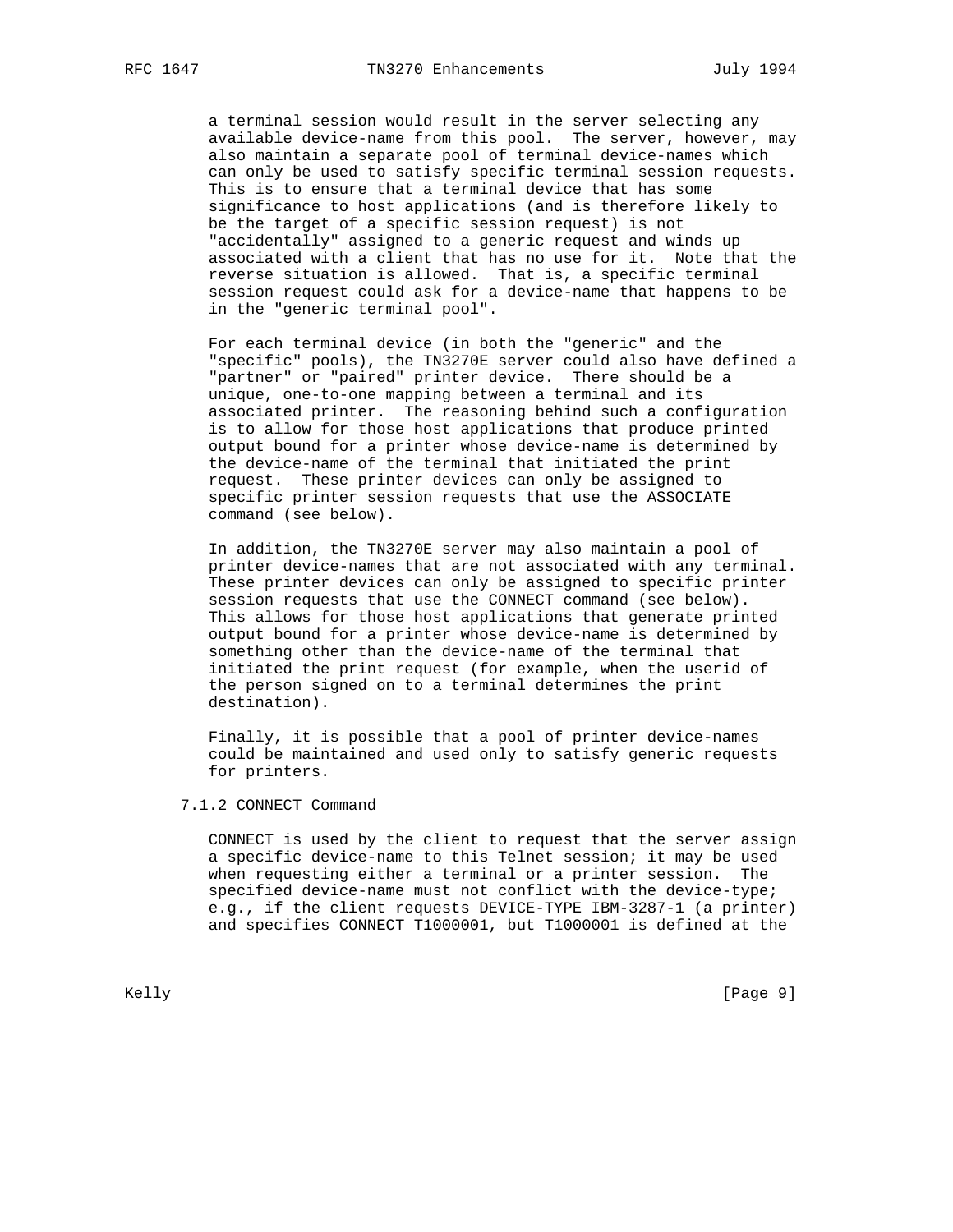a terminal session would result in the server selecting any available device-name from this pool. The server, however, may also maintain a separate pool of terminal device-names which can only be used to satisfy specific terminal session requests. This is to ensure that a terminal device that has some significance to host applications (and is therefore likely to be the target of a specific session request) is not "accidentally" assigned to a generic request and winds up associated with a client that has no use for it. Note that the reverse situation is allowed. That is, a specific terminal session request could ask for a device-name that happens to be in the "generic terminal pool".

For each terminal device (in both the "generic" and the "specific" pools), the TN3270E server could also have defined a "partner" or "paired" printer device. There should be a unique, one-to-one mapping between a terminal and its associated printer. The reasoning behind such a configuration is to allow for those host applications that produce printed output bound for a printer whose device-name is determined by the device-name of the terminal that initiated the print request. These printer devices can only be assigned to specific printer session requests that use the ASSOCIATE command (see below).

In addition, the TN3270E server may also maintain a pool of printer device-names that are not associated with any terminal. These printer devices can only be assigned to specific printer session requests that use the CONNECT command (see below). This allows for those host applications that generate printed output bound for a printer whose device-name is determined by something other than the device-name of the terminal that initiated the print request (for example, when the userid of the person signed on to a terminal determines the print destination).

Finally, it is possible that a pool of printer device-names could be maintained and used only to satisfy generic requests for printers.

### 7.1.2 CONNECT Command

CONNECT is used by the client to request that the server assign a specific device-name to this Telnet session; it may be used when requesting either a terminal or a printer session. The specified device-name must not conflict with the device-type; e.g., if the client requests DEVICE-TYPE IBM-3287-1 (a printer) and specifies CONNECT T1000001, but T1000001 is defined at the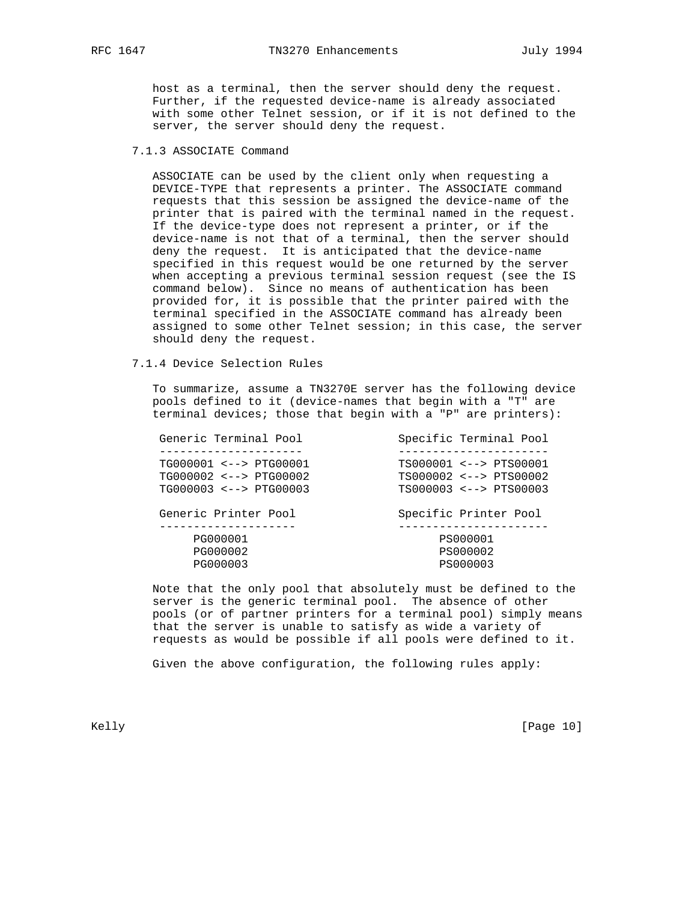host as a terminal, then the server should deny the request. Further, if the requested device-name is already associated with some other Telnet session, or if it is not defined to the server, the server should deny the request.

### 7.1.3 ASSOCIATE Command

ASSOCIATE can be used by the client only when requesting a DEVICE-TYPE that represents a printer. The ASSOCIATE command requests that this session be assigned the device-name of the printer that is paired with the terminal named in the request. If the device-type does not represent a printer, or if the device-name is not that of a terminal, then the server should deny the request. It is anticipated that the device-name specified in this request would be one returned by the server when accepting a previous terminal session request (see the IS command below). Since no means of authentication has been provided for, it is possible that the printer paired with the terminal specified in the ASSOCIATE command has already been assigned to some other Telnet session; in this case, the server should deny the request.

### 7.1.4 Device Selection Rules

To summarize, assume a TN3270E server has the following device pools defined to it (device-names that begin with a "T" are terminal devices; those that begin with a "P" are printers):

```
 Generic Terminal Pool            Specific Terminal Pool
 ---------------------            ----------------------
 TG000001 <--> PTG00001           TS000001 <--> PTS00001
 TG000002 <--> PTG00002           TS000002 <--> PTS00002
 TG000003 <--> PTG00003           TS000003 <--> PTS00003

 Generic Printer Pool             Specific Printer Pool
 --------------------             ----------------------
      PG000001                          PS000001
      PG000002                          PS000002
      PG000003                          PS000003
```

Note that the only pool that absolutely must be defined to the server is the generic terminal pool. The absence of other pools (or of partner printers for a terminal pool) simply means that the server is unable to satisfy as wide a variety of requests as would be possible if all pools were defined to it.

Given the above configuration, the following rules apply: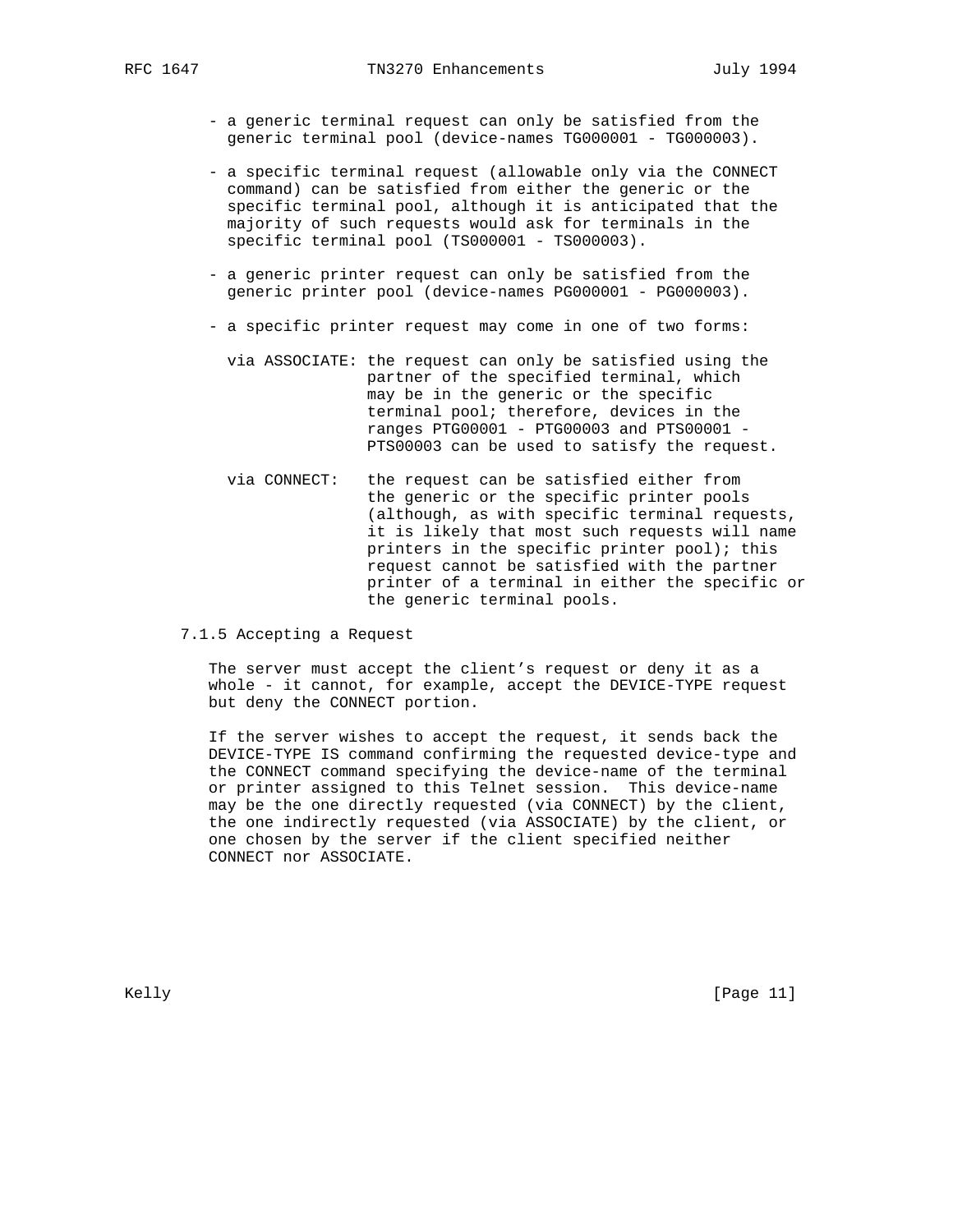- a generic terminal request can only be satisfied from the generic terminal pool (device-names TG000001 - TG000003).

- a specific terminal request (allowable only via the CONNECT command) can be satisfied from either the generic or the specific terminal pool, although it is anticipated that the majority of such requests would ask for terminals in the specific terminal pool (TS000001 - TS000003).

- a generic printer request can only be satisfied from the generic printer pool (device-names PG000001 - PG000003).

- a specific printer request may come in one of two forms:

  via ASSOCIATE: the request can only be satisfied using the partner of the specified terminal, which may be in the generic or the specific terminal pool; therefore, devices in the ranges PTG00001 - PTG00003 and PTS00001 - PTS00003 can be used to satisfy the request.

  via CONNECT: the request can be satisfied either from the generic or the specific printer pools (although, as with specific terminal requests, it is likely that most such requests will name printers in the specific printer pool); this request cannot be satisfied with the partner printer of a terminal in either the specific or the generic terminal pools.

### 7.1.5 Accepting a Request

The server must accept the client's request or deny it as a whole - it cannot, for example, accept the DEVICE-TYPE request but deny the CONNECT portion.

If the server wishes to accept the request, it sends back the DEVICE-TYPE IS command confirming the requested device-type and the CONNECT command specifying the device-name of the terminal or printer assigned to this Telnet session. This device-name may be the one directly requested (via CONNECT) by the client, the one indirectly requested (via ASSOCIATE) by the client, or one chosen by the server if the client specified neither CONNECT nor ASSOCIATE.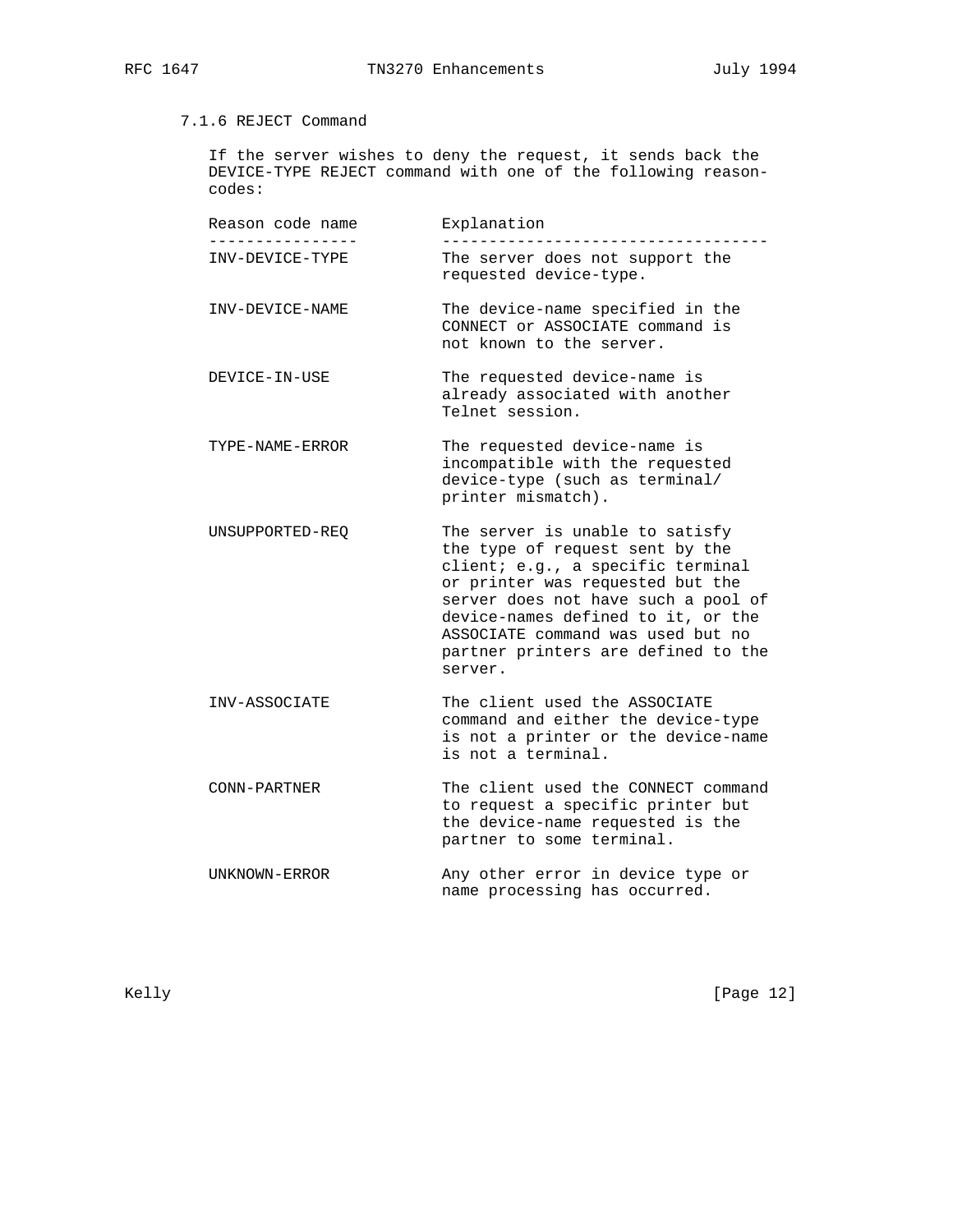### 7.1.6 REJECT Command

If the server wishes to deny the request, it sends back the DEVICE-TYPE REJECT command with one of the following reason-codes:

| Reason code name | Explanation |
| --- | --- |
| INV-DEVICE-TYPE | The server does not support the requested device-type. |
| INV-DEVICE-NAME | The device-name specified in the CONNECT or ASSOCIATE command is not known to the server. |
| DEVICE-IN-USE | The requested device-name is already associated with another Telnet session. |
| TYPE-NAME-ERROR | The requested device-name is incompatible with the requested device-type (such as terminal/ printer mismatch). |
| UNSUPPORTED-REQ | The server is unable to satisfy the type of request sent by the client; e.g., a specific terminal or printer was requested but the server does not have such a pool of device-names defined to it, or the ASSOCIATE command was used but no partner printers are defined to the server. |
| INV-ASSOCIATE | The client used the ASSOCIATE command and either the device-type is not a printer or the device-name is not a terminal. |
| CONN-PARTNER | The client used the CONNECT command to request a specific printer but the device-name requested is the partner to some terminal. |
| UNKNOWN-ERROR | Any other error in device type or name processing has occurred. |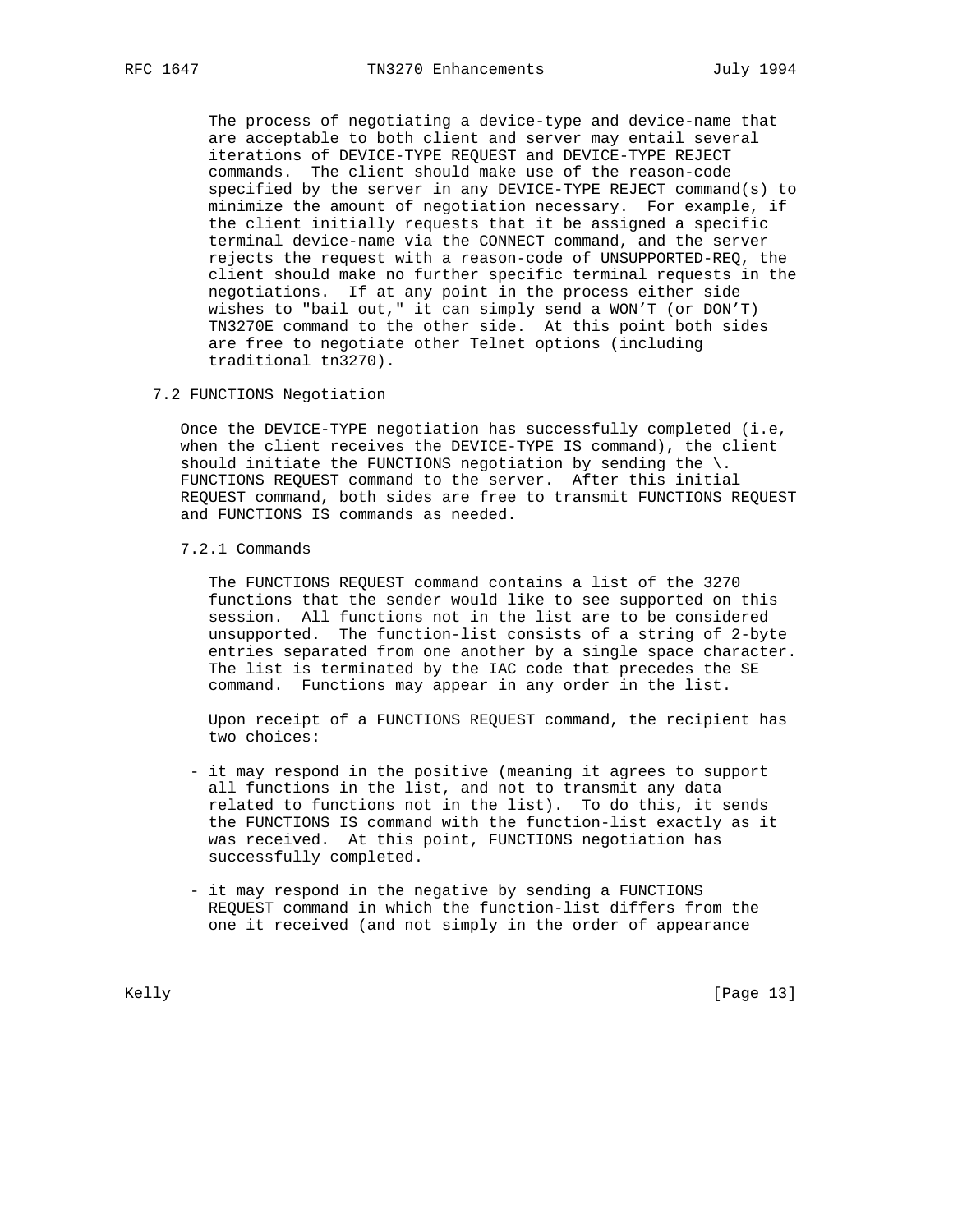The process of negotiating a device-type and device-name that are acceptable to both client and server may entail several iterations of DEVICE-TYPE REQUEST and DEVICE-TYPE REJECT commands. The client should make use of the reason-code specified by the server in any DEVICE-TYPE REJECT command(s) to minimize the amount of negotiation necessary. For example, if the client initially requests that it be assigned a specific terminal device-name via the CONNECT command, and the server rejects the request with a reason-code of UNSUPPORTED-REQ, the client should make no further specific terminal requests in the negotiations. If at any point in the process either side wishes to "bail out," it can simply send a WON'T (or DON'T) TN3270E command to the other side. At this point both sides are free to negotiate other Telnet options (including traditional tn3270).

## 7.2 FUNCTIONS Negotiation

Once the DEVICE-TYPE negotiation has successfully completed (i.e, when the client receives the DEVICE-TYPE IS command), the client should initiate the FUNCTIONS negotiation by sending the \. FUNCTIONS REQUEST command to the server. After this initial REQUEST command, both sides are free to transmit FUNCTIONS REQUEST and FUNCTIONS IS commands as needed.

### 7.2.1 Commands

The FUNCTIONS REQUEST command contains a list of the 3270 functions that the sender would like to see supported on this session. All functions not in the list are to be considered unsupported. The function-list consists of a string of 2-byte entries separated from one another by a single space character. The list is terminated by the IAC code that precedes the SE command. Functions may appear in any order in the list.

Upon receipt of a FUNCTIONS REQUEST command, the recipient has two choices:

- it may respond in the positive (meaning it agrees to support all functions in the list, and not to transmit any data related to functions not in the list). To do this, it sends the FUNCTIONS IS command with the function-list exactly as it was received. At this point, FUNCTIONS negotiation has successfully completed.

- it may respond in the negative by sending a FUNCTIONS REQUEST command in which the function-list differs from the one it received (and not simply in the order of appearance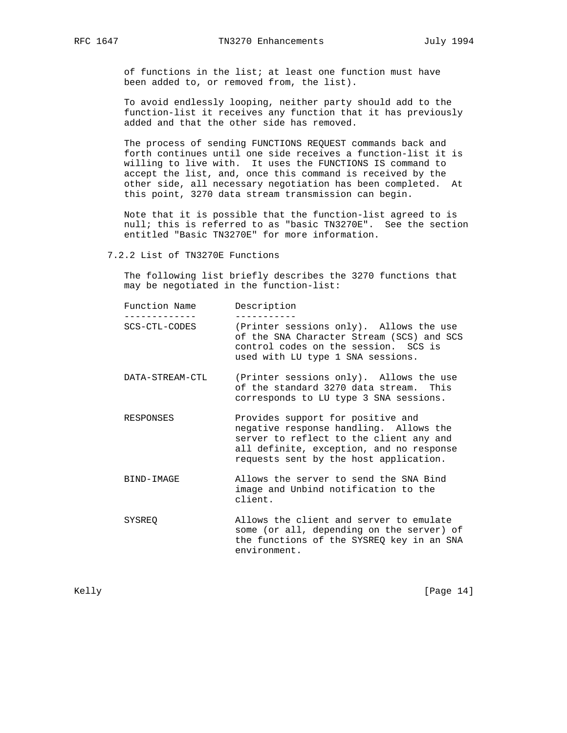of functions in the list; at least one function must have been added to, or removed from, the list).

To avoid endlessly looping, neither party should add to the function-list it receives any function that it has previously added and that the other side has removed.

The process of sending FUNCTIONS REQUEST commands back and forth continues until one side receives a function-list it is willing to live with. It uses the FUNCTIONS IS command to accept the list, and, once this command is received by the other side, all necessary negotiation has been completed. At this point, 3270 data stream transmission can begin.

Note that it is possible that the function-list agreed to is null; this is referred to as "basic TN3270E". See the section entitled "Basic TN3270E" for more information.

### 7.2.2 List of TN3270E Functions

The following list briefly describes the 3270 functions that may be negotiated in the function-list:

| Function Name | Description |
| --- | --- |
| SCS-CTL-CODES | (Printer sessions only). Allows the use of the SNA Character Stream (SCS) and SCS control codes on the session. SCS is used with LU type 1 SNA sessions. |
| DATA-STREAM-CTL | (Printer sessions only). Allows the use of the standard 3270 data stream. This corresponds to LU type 3 SNA sessions. |
| RESPONSES | Provides support for positive and negative response handling. Allows the server to reflect to the client any and all definite, exception, and no response requests sent by the host application. |
| BIND-IMAGE | Allows the server to send the SNA Bind image and Unbind notification to the client. |
| SYSREQ | Allows the client and server to emulate some (or all, depending on the server) of the functions of the SYSREQ key in an SNA environment. |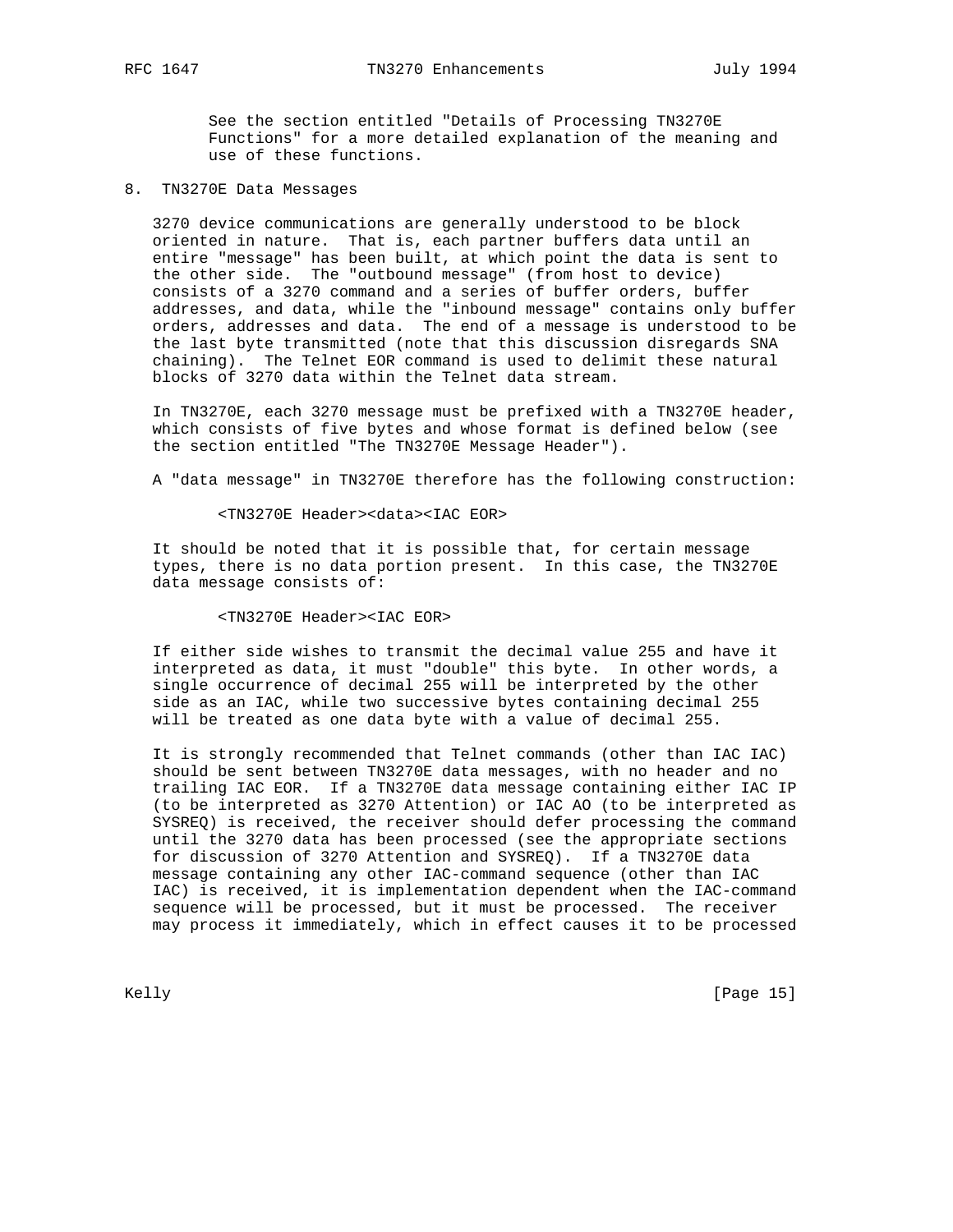See the section entitled "Details of Processing TN3270E Functions" for a more detailed explanation of the meaning and use of these functions.

## 8. TN3270E Data Messages

3270 device communications are generally understood to be block oriented in nature. That is, each partner buffers data until an entire "message" has been built, at which point the data is sent to the other side. The "outbound message" (from host to device) consists of a 3270 command and a series of buffer orders, buffer addresses, and data, while the "inbound message" contains only buffer orders, addresses and data. The end of a message is understood to be the last byte transmitted (note that this discussion disregards SNA chaining). The Telnet EOR command is used to delimit these natural blocks of 3270 data within the Telnet data stream.

In TN3270E, each 3270 message must be prefixed with a TN3270E header, which consists of five bytes and whose format is defined below (see the section entitled "The TN3270E Message Header").

A "data message" in TN3270E therefore has the following construction:

```
<TN3270E Header><data><IAC EOR>
```

It should be noted that it is possible that, for certain message types, there is no data portion present. In this case, the TN3270E data message consists of:

```
<TN3270E Header><IAC EOR>
```

If either side wishes to transmit the decimal value 255 and have it interpreted as data, it must "double" this byte. In other words, a single occurrence of decimal 255 will be interpreted by the other side as an IAC, while two successive bytes containing decimal 255 will be treated as one data byte with a value of decimal 255.

It is strongly recommended that Telnet commands (other than IAC IAC) should be sent between TN3270E data messages, with no header and no trailing IAC EOR. If a TN3270E data message containing either IAC IP (to be interpreted as 3270 Attention) or IAC AO (to be interpreted as SYSREQ) is received, the receiver should defer processing the command until the 3270 data has been processed (see the appropriate sections for discussion of 3270 Attention and SYSREQ). If a TN3270E data message containing any other IAC-command sequence (other than IAC IAC) is received, it is implementation dependent when the IAC-command sequence will be processed, but it must be processed. The receiver may process it immediately, which in effect causes it to be processed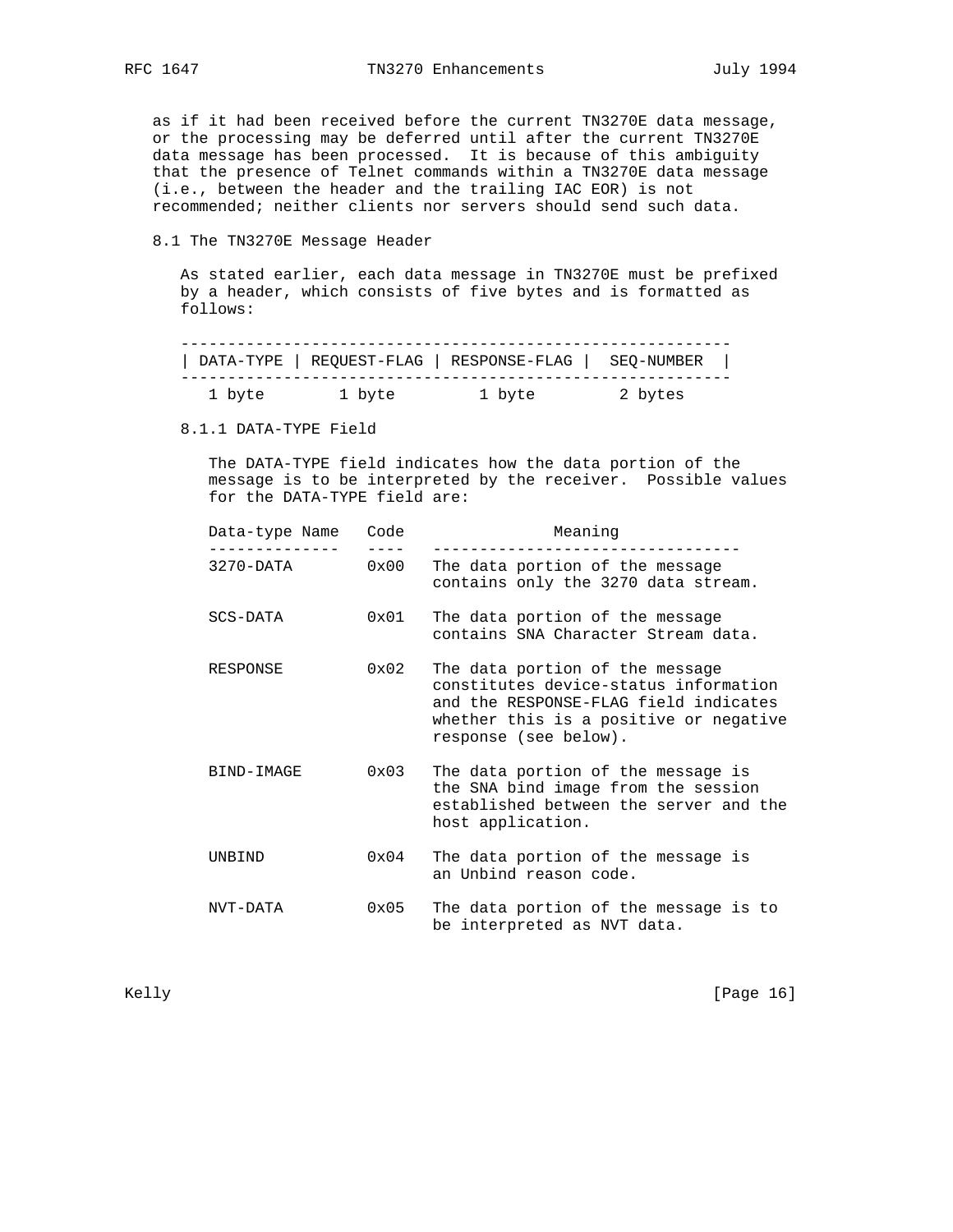as if it had been received before the current TN3270E data message, or the processing may be deferred until after the current TN3270E data message has been processed. It is because of this ambiguity that the presence of Telnet commands within a TN3270E data message (i.e., between the header and the trailing IAC EOR) is not recommended; neither clients nor servers should send such data.

## 8.1 The TN3270E Message Header

As stated earlier, each data message in TN3270E must be prefixed by a header, which consists of five bytes and is formatted as follows:

| DATA-TYPE | REQUEST-FLAG | RESPONSE-FLAG | SEQ-NUMBER |
|---|---|---|---|
| 1 byte | 1 byte | 1 byte | 2 bytes |

### 8.1.1 DATA-TYPE Field

The DATA-TYPE field indicates how the data portion of the message is to be interpreted by the receiver. Possible values for the DATA-TYPE field are:

| Data-type Name | Code | Meaning |
|---|---|---|
| 3270-DATA | 0x00 | The data portion of the message contains only the 3270 data stream. |
| SCS-DATA | 0x01 | The data portion of the message contains SNA Character Stream data. |
| RESPONSE | 0x02 | The data portion of the message constitutes device-status information and the RESPONSE-FLAG field indicates whether this is a positive or negative response (see below). |
| BIND-IMAGE | 0x03 | The data portion of the message is the SNA bind image from the session established between the server and the host application. |
| UNBIND | 0x04 | The data portion of the message is an Unbind reason code. |
| NVT-DATA | 0x05 | The data portion of the message is to be interpreted as NVT data. |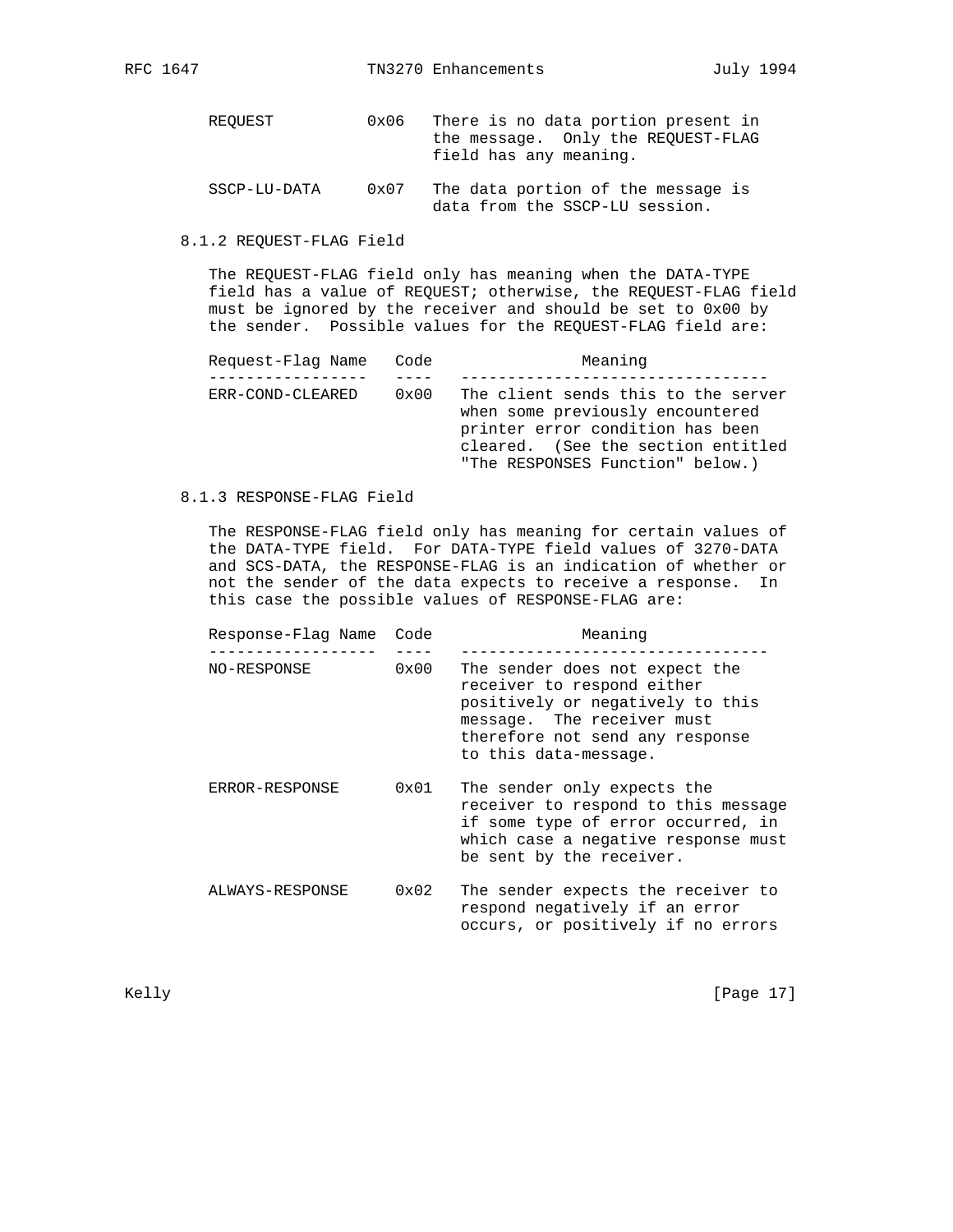| | | |
|---|---|---|
| REQUEST | 0x06 | There is no data portion present in the message. Only the REQUEST-FLAG field has any meaning. |
| SSCP-LU-DATA | 0x07 | The data portion of the message is data from the SSCP-LU session. |

### 8.1.2 REQUEST-FLAG Field

The REQUEST-FLAG field only has meaning when the DATA-TYPE field has a value of REQUEST; otherwise, the REQUEST-FLAG field must be ignored by the receiver and should be set to 0x00 by the sender. Possible values for the REQUEST-FLAG field are:

| Request-Flag Name | Code | Meaning |
|---|---|---|
| ERR-COND-CLEARED | 0x00 | The client sends this to the server when some previously encountered printer error condition has been cleared. (See the section entitled "The RESPONSES Function" below.) |

### 8.1.3 RESPONSE-FLAG Field

The RESPONSE-FLAG field only has meaning for certain values of the DATA-TYPE field. For DATA-TYPE field values of 3270-DATA and SCS-DATA, the RESPONSE-FLAG is an indication of whether or not the sender of the data expects to receive a response. In this case the possible values of RESPONSE-FLAG are:

| Response-Flag Name | Code | Meaning |
|---|---|---|
| NO-RESPONSE | 0x00 | The sender does not expect the receiver to respond either positively or negatively to this message. The receiver must therefore not send any response to this data-message. |
| ERROR-RESPONSE | 0x01 | The sender only expects the receiver to respond to this message if some type of error occurred, in which case a negative response must be sent by the receiver. |
| ALWAYS-RESPONSE | 0x02 | The sender expects the receiver to respond negatively if an error occurs, or positively if no errors |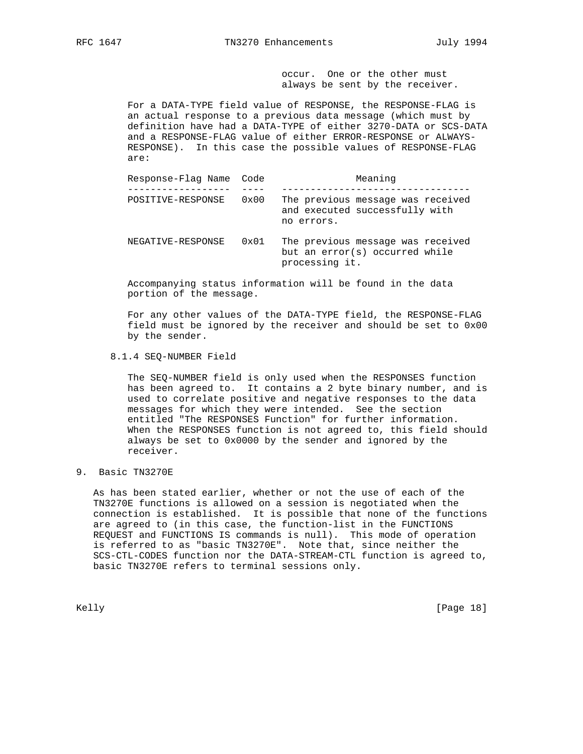occur. One or the other must always be sent by the receiver.

For a DATA-TYPE field value of RESPONSE, the RESPONSE-FLAG is an actual response to a previous data message (which must by definition have had a DATA-TYPE of either 3270-DATA or SCS-DATA and a RESPONSE-FLAG value of either ERROR-RESPONSE or ALWAYS-RESPONSE). In this case the possible values of RESPONSE-FLAG are:

| Response-Flag Name | Code | Meaning |
| --- | --- | --- |
| POSITIVE-RESPONSE | 0x00 | The previous message was received and executed successfully with no errors. |
| NEGATIVE-RESPONSE | 0x01 | The previous message was received but an error(s) occurred while processing it. |

Accompanying status information will be found in the data portion of the message.

For any other values of the DATA-TYPE field, the RESPONSE-FLAG field must be ignored by the receiver and should be set to 0x00 by the sender.

### 8.1.4 SEQ-NUMBER Field

The SEQ-NUMBER field is only used when the RESPONSES function has been agreed to. It contains a 2 byte binary number, and is used to correlate positive and negative responses to the data messages for which they were intended. See the section entitled "The RESPONSES Function" for further information. When the RESPONSES function is not agreed to, this field should always be set to 0x0000 by the sender and ignored by the receiver.

## 9. Basic TN3270E

As has been stated earlier, whether or not the use of each of the TN3270E functions is allowed on a session is negotiated when the connection is established. It is possible that none of the functions are agreed to (in this case, the function-list in the FUNCTIONS REQUEST and FUNCTIONS IS commands is null). This mode of operation is referred to as "basic TN3270E". Note that, since neither the SCS-CTL-CODES function nor the DATA-STREAM-CTL function is agreed to, basic TN3270E refers to terminal sessions only.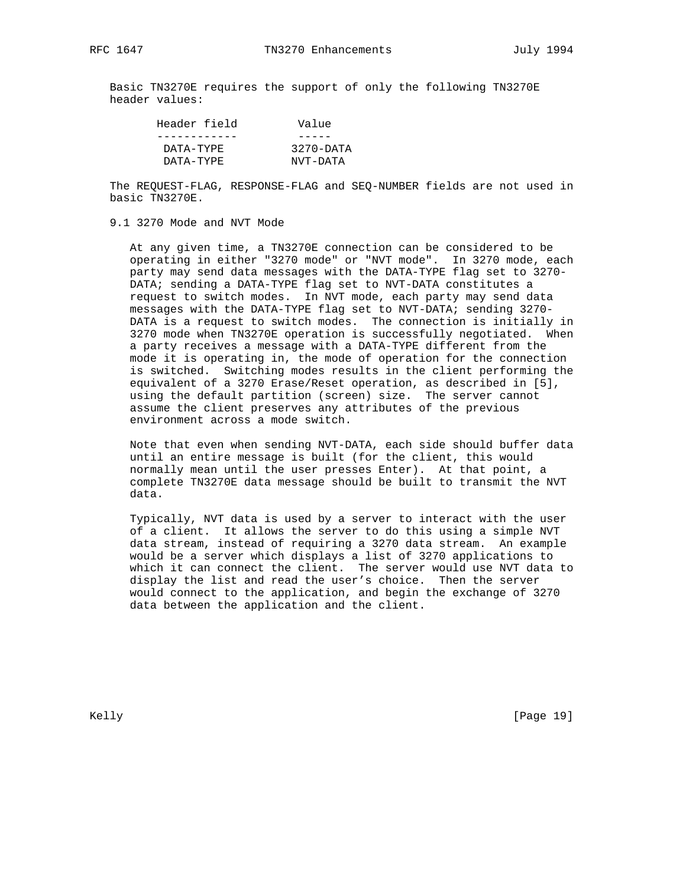Basic TN3270E requires the support of only the following TN3270E header values:

| Header field | Value |
| --- | --- |
| DATA-TYPE | 3270-DATA |
| DATA-TYPE | NVT-DATA |

The REQUEST-FLAG, RESPONSE-FLAG and SEQ-NUMBER fields are not used in basic TN3270E.

### 9.1 3270 Mode and NVT Mode

At any given time, a TN3270E connection can be considered to be operating in either "3270 mode" or "NVT mode". In 3270 mode, each party may send data messages with the DATA-TYPE flag set to 3270-DATA; sending a DATA-TYPE flag set to NVT-DATA constitutes a request to switch modes. In NVT mode, each party may send data messages with the DATA-TYPE flag set to NVT-DATA; sending 3270-DATA is a request to switch modes. The connection is initially in 3270 mode when TN3270E operation is successfully negotiated. When a party receives a message with a DATA-TYPE different from the mode it is operating in, the mode of operation for the connection is switched. Switching modes results in the client performing the equivalent of a 3270 Erase/Reset operation, as described in [5], using the default partition (screen) size. The server cannot assume the client preserves any attributes of the previous environment across a mode switch.

Note that even when sending NVT-DATA, each side should buffer data until an entire message is built (for the client, this would normally mean until the user presses Enter). At that point, a complete TN3270E data message should be built to transmit the NVT data.

Typically, NVT data is used by a server to interact with the user of a client. It allows the server to do this using a simple NVT data stream, instead of requiring a 3270 data stream. An example would be a server which displays a list of 3270 applications to which it can connect the client. The server would use NVT data to display the list and read the user’s choice. Then the server would connect to the application, and begin the exchange of 3270 data between the application and the client.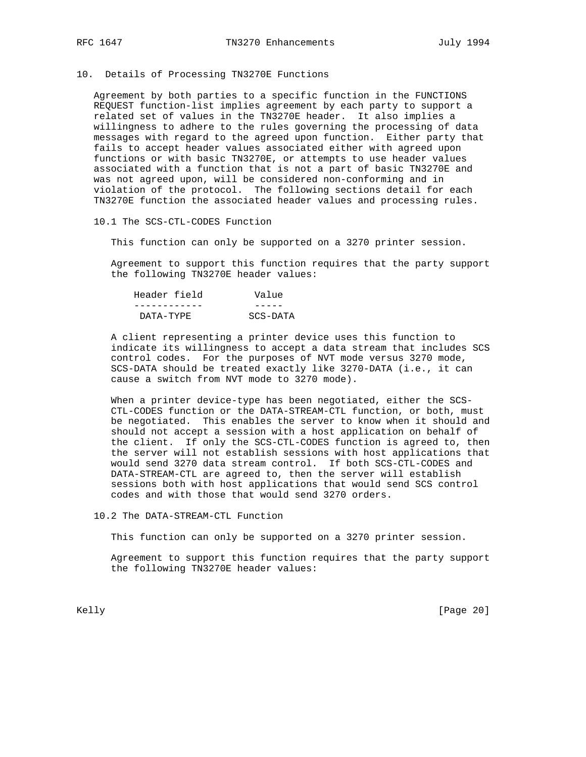## 10. Details of Processing TN3270E Functions

Agreement by both parties to a specific function in the FUNCTIONS REQUEST function-list implies agreement by each party to support a related set of values in the TN3270E header. It also implies a willingness to adhere to the rules governing the processing of data messages with regard to the agreed upon function. Either party that fails to accept header values associated either with agreed upon functions or with basic TN3270E, or attempts to use header values associated with a function that is not a part of basic TN3270E and was not agreed upon, will be considered non-conforming and in violation of the protocol. The following sections detail for each TN3270E function the associated header values and processing rules.

### 10.1 The SCS-CTL-CODES Function

This function can only be supported on a 3270 printer session.

Agreement to support this function requires that the party support the following TN3270E header values:

| Header field | Value |
| --- | --- |
| DATA-TYPE | SCS-DATA |

A client representing a printer device uses this function to indicate its willingness to accept a data stream that includes SCS control codes. For the purposes of NVT mode versus 3270 mode, SCS-DATA should be treated exactly like 3270-DATA (i.e., it can cause a switch from NVT mode to 3270 mode).

When a printer device-type has been negotiated, either the SCS-CTL-CODES function or the DATA-STREAM-CTL function, or both, must be negotiated. This enables the server to know when it should and should not accept a session with a host application on behalf of the client. If only the SCS-CTL-CODES function is agreed to, then the server will not establish sessions with host applications that would send 3270 data stream control. If both SCS-CTL-CODES and DATA-STREAM-CTL are agreed to, then the server will establish sessions both with host applications that would send SCS control codes and with those that would send 3270 orders.

### 10.2 The DATA-STREAM-CTL Function

This function can only be supported on a 3270 printer session.

Agreement to support this function requires that the party support the following TN3270E header values: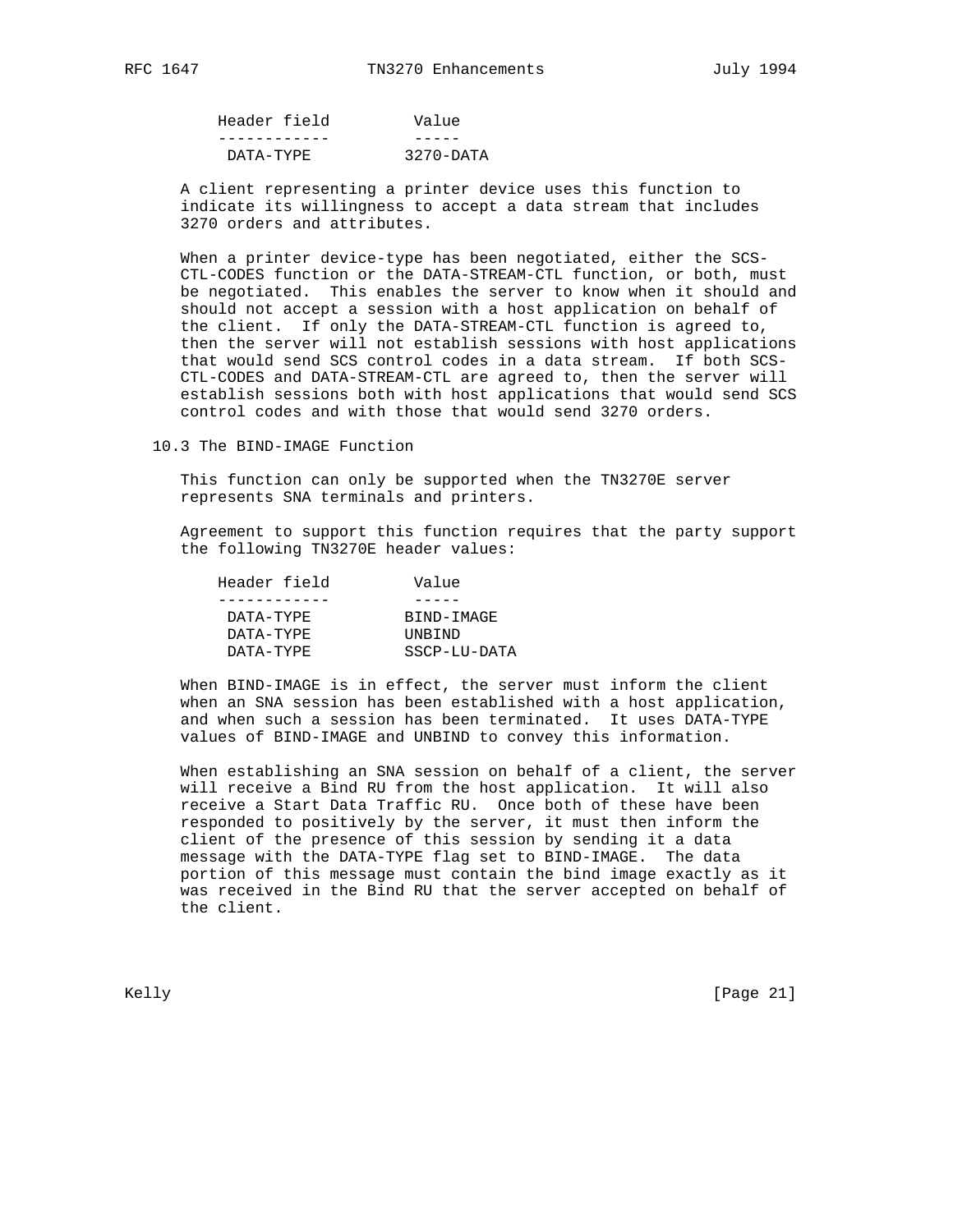| Header field | Value |
| --- | --- |
| DATA-TYPE | 3270-DATA |

A client representing a printer device uses this function to indicate its willingness to accept a data stream that includes 3270 orders and attributes.

When a printer device-type has been negotiated, either the SCS-CTL-CODES function or the DATA-STREAM-CTL function, or both, must be negotiated. This enables the server to know when it should and should not accept a session with a host application on behalf of the client. If only the DATA-STREAM-CTL function is agreed to, then the server will not establish sessions with host applications that would send SCS control codes in a data stream. If both SCS-CTL-CODES and DATA-STREAM-CTL are agreed to, then the server will establish sessions both with host applications that would send SCS control codes and with those that would send 3270 orders.

### 10.3 The BIND-IMAGE Function

This function can only be supported when the TN3270E server represents SNA terminals and printers.

Agreement to support this function requires that the party support the following TN3270E header values:

| Header field | Value |
| --- | --- |
| DATA-TYPE | BIND-IMAGE |
| DATA-TYPE | UNBIND |
| DATA-TYPE | SSCP-LU-DATA |

When BIND-IMAGE is in effect, the server must inform the client when an SNA session has been established with a host application, and when such a session has been terminated. It uses DATA-TYPE values of BIND-IMAGE and UNBIND to convey this information.

When establishing an SNA session on behalf of a client, the server will receive a Bind RU from the host application. It will also receive a Start Data Traffic RU. Once both of these have been responded to positively by the server, it must then inform the client of the presence of this session by sending it a data message with the DATA-TYPE flag set to BIND-IMAGE. The data portion of this message must contain the bind image exactly as it was received in the Bind RU that the server accepted on behalf of the client.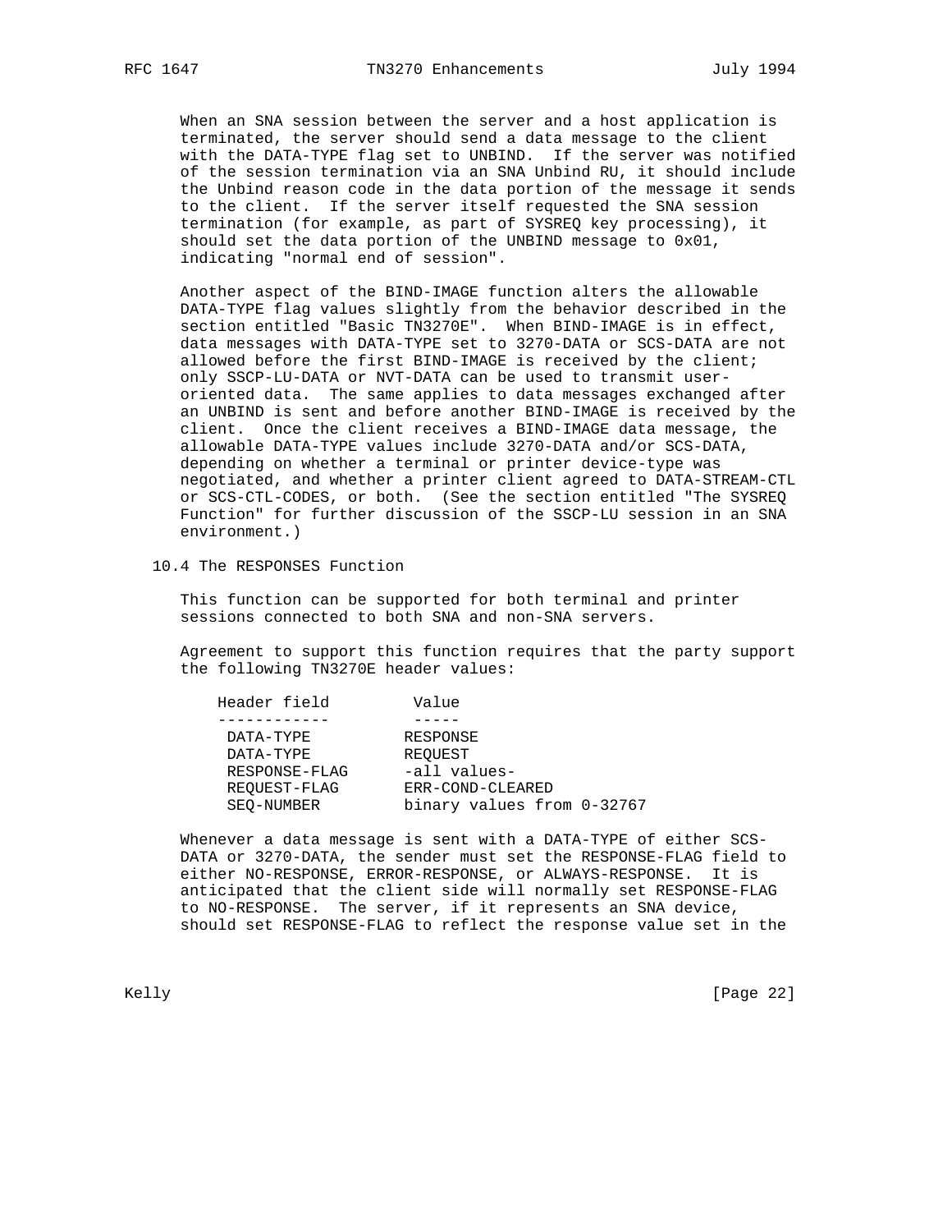When an SNA session between the server and a host application is terminated, the server should send a data message to the client with the DATA-TYPE flag set to UNBIND. If the server was notified of the session termination via an SNA Unbind RU, it should include the Unbind reason code in the data portion of the message it sends to the client. If the server itself requested the SNA session termination (for example, as part of SYSREQ key processing), it should set the data portion of the UNBIND message to 0x01, indicating "normal end of session".

Another aspect of the BIND-IMAGE function alters the allowable DATA-TYPE flag values slightly from the behavior described in the section entitled "Basic TN3270E". When BIND-IMAGE is in effect, data messages with DATA-TYPE set to 3270-DATA or SCS-DATA are not allowed before the first BIND-IMAGE is received by the client; only SSCP-LU-DATA or NVT-DATA can be used to transmit user-oriented data. The same applies to data messages exchanged after an UNBIND is sent and before another BIND-IMAGE is received by the client. Once the client receives a BIND-IMAGE data message, the allowable DATA-TYPE values include 3270-DATA and/or SCS-DATA, depending on whether a terminal or printer device-type was negotiated, and whether a printer client agreed to DATA-STREAM-CTL or SCS-CTL-CODES, or both. (See the section entitled "The SYSREQ Function" for further discussion of the SSCP-LU session in an SNA environment.)

## 10.4 The RESPONSES Function

This function can be supported for both terminal and printer sessions connected to both SNA and non-SNA servers.

Agreement to support this function requires that the party support the following TN3270E header values:

| Header field | Value |
| --- | --- |
| DATA-TYPE | RESPONSE |
| DATA-TYPE | REQUEST |
| RESPONSE-FLAG | -all values- |
| REQUEST-FLAG | ERR-COND-CLEARED |
| SEQ-NUMBER | binary values from 0-32767 |

Whenever a data message is sent with a DATA-TYPE of either SCS-DATA or 3270-DATA, the sender must set the RESPONSE-FLAG field to either NO-RESPONSE, ERROR-RESPONSE, or ALWAYS-RESPONSE. It is anticipated that the client side will normally set RESPONSE-FLAG to NO-RESPONSE. The server, if it represents an SNA device, should set RESPONSE-FLAG to reflect the response value set in the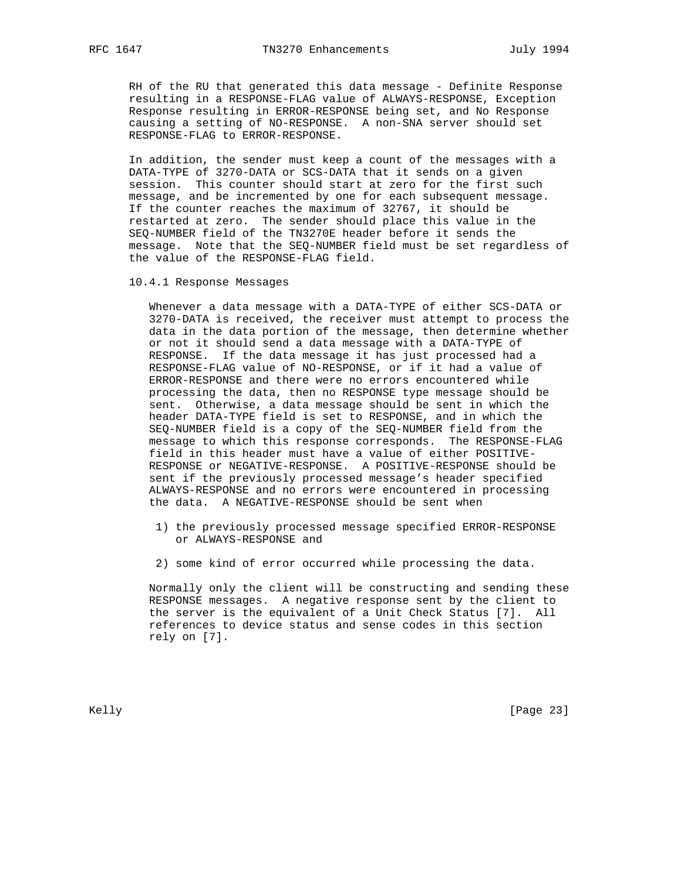RH of the RU that generated this data message - Definite Response resulting in a RESPONSE-FLAG value of ALWAYS-RESPONSE, Exception Response resulting in ERROR-RESPONSE being set, and No Response causing a setting of NO-RESPONSE. A non-SNA server should set RESPONSE-FLAG to ERROR-RESPONSE.

In addition, the sender must keep a count of the messages with a DATA-TYPE of 3270-DATA or SCS-DATA that it sends on a given session. This counter should start at zero for the first such message, and be incremented by one for each subsequent message. If the counter reaches the maximum of 32767, it should be restarted at zero. The sender should place this value in the SEQ-NUMBER field of the TN3270E header before it sends the message. Note that the SEQ-NUMBER field must be set regardless of the value of the RESPONSE-FLAG field.

### 10.4.1 Response Messages

Whenever a data message with a DATA-TYPE of either SCS-DATA or 3270-DATA is received, the receiver must attempt to process the data in the data portion of the message, then determine whether or not it should send a data message with a DATA-TYPE of RESPONSE. If the data message it has just processed had a RESPONSE-FLAG value of NO-RESPONSE, or if it had a value of ERROR-RESPONSE and there were no errors encountered while processing the data, then no RESPONSE type message should be sent. Otherwise, a data message should be sent in which the header DATA-TYPE field is set to RESPONSE, and in which the SEQ-NUMBER field is a copy of the SEQ-NUMBER field from the message to which this response corresponds. The RESPONSE-FLAG field in this header must have a value of either POSITIVE-RESPONSE or NEGATIVE-RESPONSE. A POSITIVE-RESPONSE should be sent if the previously processed message's header specified ALWAYS-RESPONSE and no errors were encountered in processing the data. A NEGATIVE-RESPONSE should be sent when

1) the previously processed message specified ERROR-RESPONSE or ALWAYS-RESPONSE and

2) some kind of error occurred while processing the data.

Normally only the client will be constructing and sending these RESPONSE messages. A negative response sent by the client to the server is the equivalent of a Unit Check Status [7]. All references to device status and sense codes in this section rely on [7].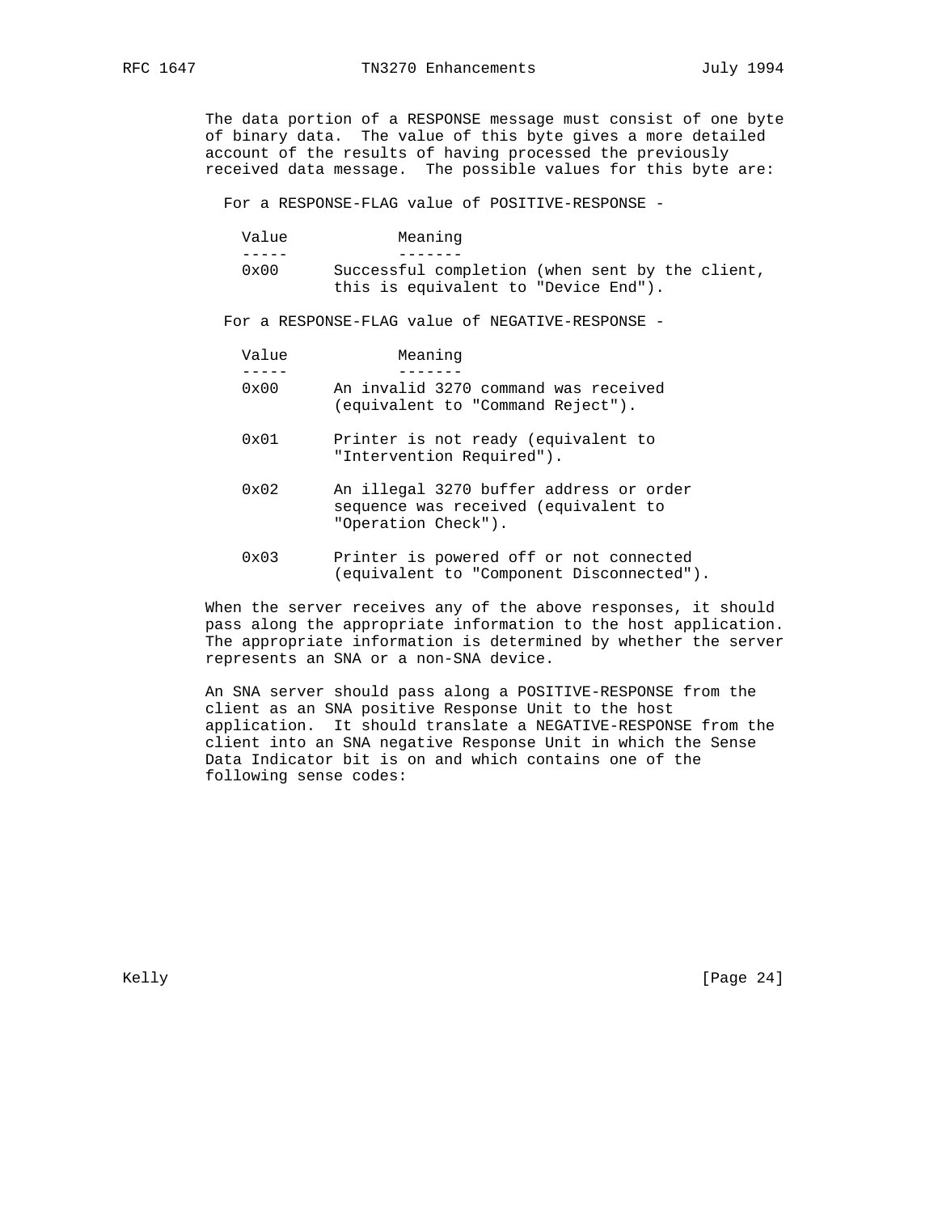The data portion of a RESPONSE message must consist of one byte of binary data. The value of this byte gives a more detailed account of the results of having processed the previously received data message. The possible values for this byte are:

For a RESPONSE-FLAG value of POSITIVE-RESPONSE -

| Value | Meaning |
|---|---|
| 0x00 | Successful completion (when sent by the client, this is equivalent to "Device End"). |

For a RESPONSE-FLAG value of NEGATIVE-RESPONSE -

| Value | Meaning |
|---|---|
| 0x00 | An invalid 3270 command was received (equivalent to "Command Reject"). |
| 0x01 | Printer is not ready (equivalent to "Intervention Required"). |
| 0x02 | An illegal 3270 buffer address or order sequence was received (equivalent to "Operation Check"). |
| 0x03 | Printer is powered off or not connected (equivalent to "Component Disconnected"). |

When the server receives any of the above responses, it should pass along the appropriate information to the host application. The appropriate information is determined by whether the server represents an SNA or a non-SNA device.

An SNA server should pass along a POSITIVE-RESPONSE from the client as an SNA positive Response Unit to the host application. It should translate a NEGATIVE-RESPONSE from the client into an SNA negative Response Unit in which the Sense Data Indicator bit is on and which contains one of the following sense codes: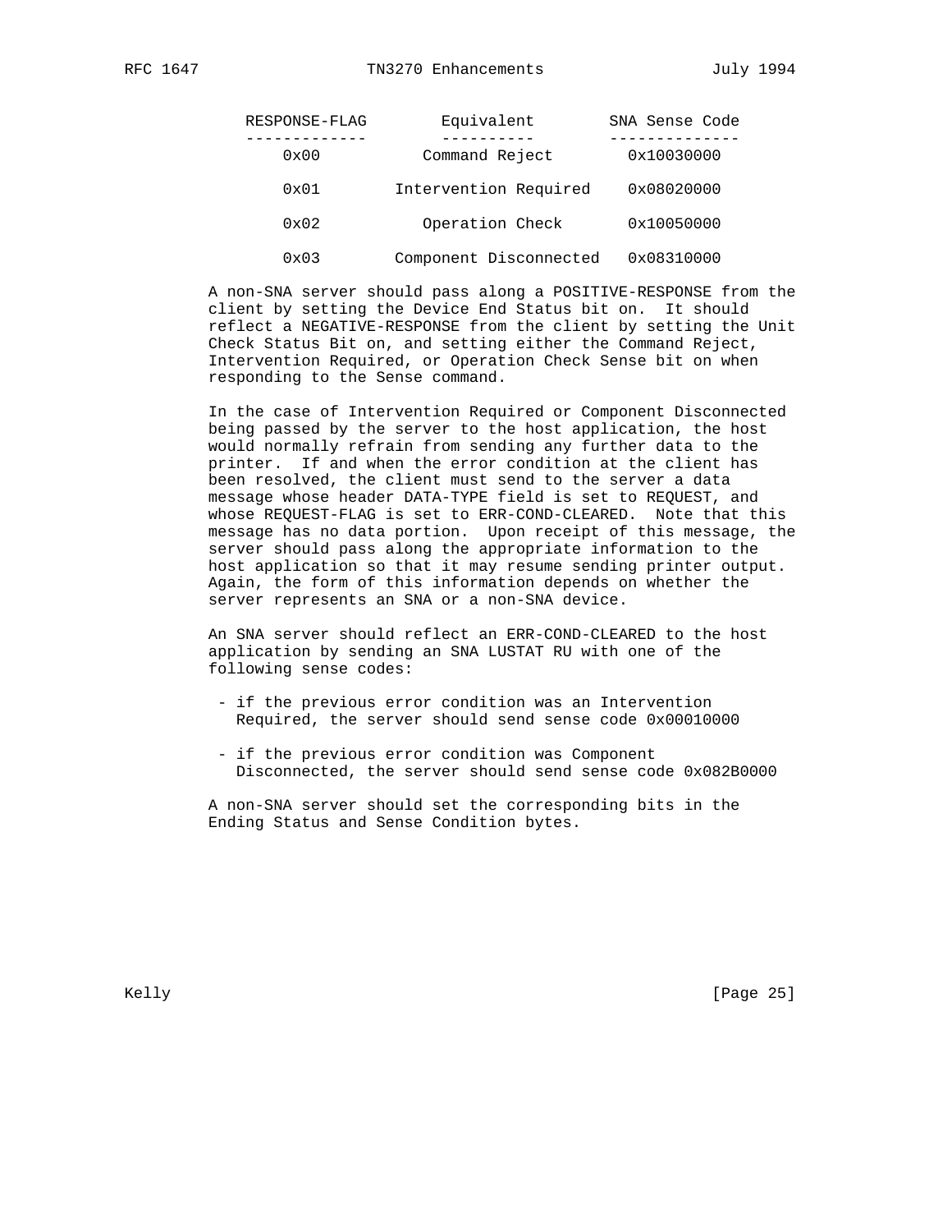| RESPONSE-FLAG | Equivalent | SNA Sense Code |
|---|---|---|
| 0x00 | Command Reject | 0x10030000 |
| 0x01 | Intervention Required | 0x08020000 |
| 0x02 | Operation Check | 0x10050000 |
| 0x03 | Component Disconnected | 0x08310000 |

A non-SNA server should pass along a POSITIVE-RESPONSE from the client by setting the Device End Status bit on. It should reflect a NEGATIVE-RESPONSE from the client by setting the Unit Check Status Bit on, and setting either the Command Reject, Intervention Required, or Operation Check Sense bit on when responding to the Sense command.

In the case of Intervention Required or Component Disconnected being passed by the server to the host application, the host would normally refrain from sending any further data to the printer. If and when the error condition at the client has been resolved, the client must send to the server a data message whose header DATA-TYPE field is set to REQUEST, and whose REQUEST-FLAG is set to ERR-COND-CLEARED. Note that this message has no data portion. Upon receipt of this message, the server should pass along the appropriate information to the host application so that it may resume sending printer output. Again, the form of this information depends on whether the server represents an SNA or a non-SNA device.

An SNA server should reflect an ERR-COND-CLEARED to the host application by sending an SNA LUSTAT RU with one of the following sense codes:

- if the previous error condition was an Intervention Required, the server should send sense code 0x00010000

- if the previous error condition was Component Disconnected, the server should send sense code 0x082B0000

A non-SNA server should set the corresponding bits in the Ending Status and Sense Condition bytes.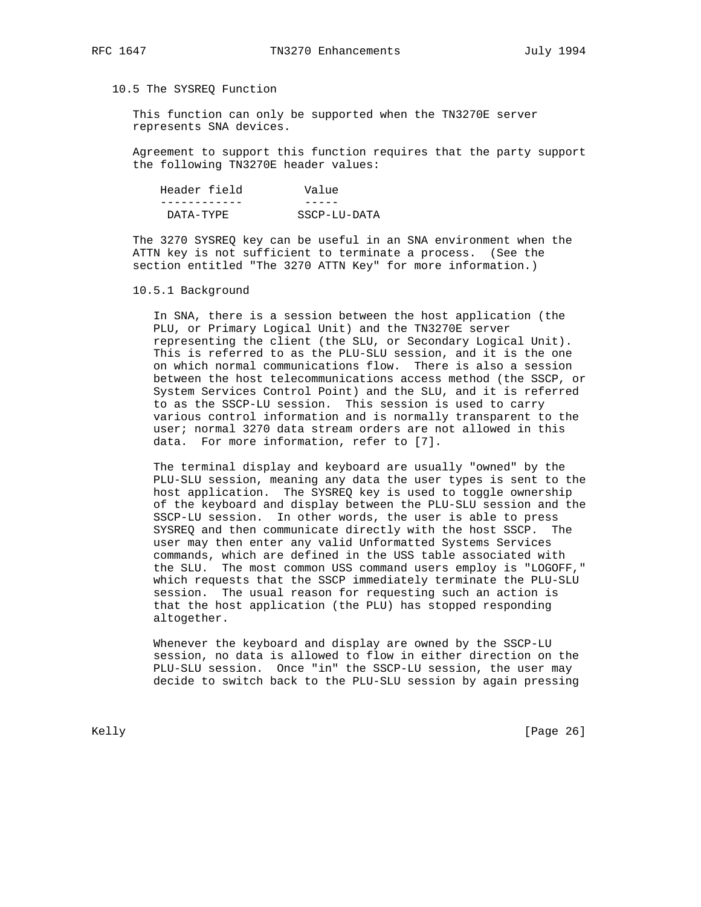## 10.5 The SYSREQ Function

This function can only be supported when the TN3270E server represents SNA devices.

Agreement to support this function requires that the party support the following TN3270E header values:

| Header field | Value |
| --- | --- |
| DATA-TYPE | SSCP-LU-DATA |

The 3270 SYSREQ key can be useful in an SNA environment when the ATTN key is not sufficient to terminate a process. (See the section entitled "The 3270 ATTN Key" for more information.)

### 10.5.1 Background

In SNA, there is a session between the host application (the PLU, or Primary Logical Unit) and the TN3270E server representing the client (the SLU, or Secondary Logical Unit). This is referred to as the PLU-SLU session, and it is the one on which normal communications flow. There is also a session between the host telecommunications access method (the SSCP, or System Services Control Point) and the SLU, and it is referred to as the SSCP-LU session. This session is used to carry various control information and is normally transparent to the user; normal 3270 data stream orders are not allowed in this data. For more information, refer to [7].

The terminal display and keyboard are usually "owned" by the PLU-SLU session, meaning any data the user types is sent to the host application. The SYSREQ key is used to toggle ownership of the keyboard and display between the PLU-SLU session and the SSCP-LU session. In other words, the user is able to press SYSREQ and then communicate directly with the host SSCP. The user may then enter any valid Unformatted Systems Services commands, which are defined in the USS table associated with the SLU. The most common USS command users employ is "LOGOFF," which requests that the SSCP immediately terminate the PLU-SLU session. The usual reason for requesting such an action is that the host application (the PLU) has stopped responding altogether.

Whenever the keyboard and display are owned by the SSCP-LU session, no data is allowed to flow in either direction on the PLU-SLU session. Once "in" the SSCP-LU session, the user may decide to switch back to the PLU-SLU session by again pressing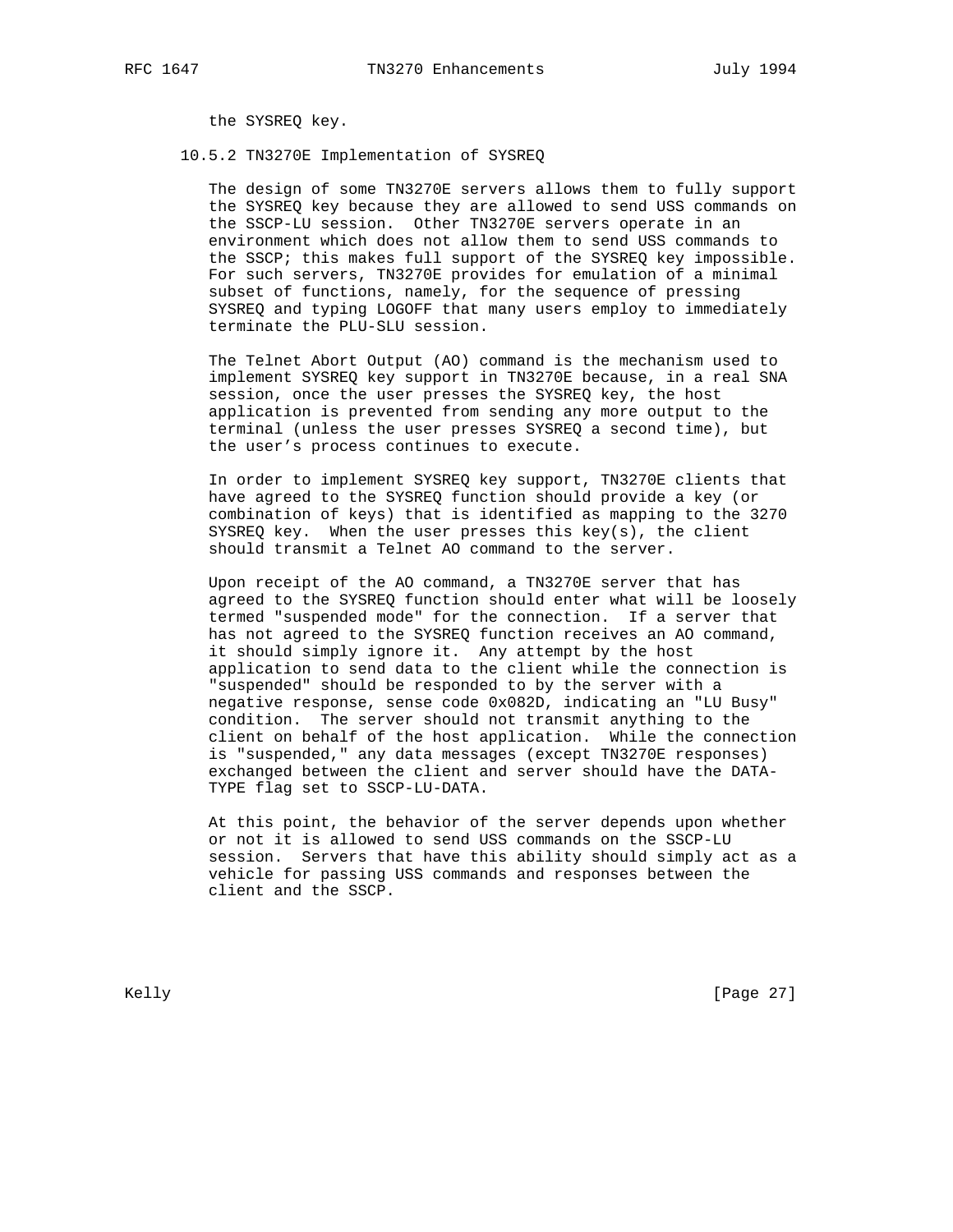the SYSREQ key.

### 10.5.2 TN3270E Implementation of SYSREQ

The design of some TN3270E servers allows them to fully support the SYSREQ key because they are allowed to send USS commands on the SSCP-LU session. Other TN3270E servers operate in an environment which does not allow them to send USS commands to the SSCP; this makes full support of the SYSREQ key impossible. For such servers, TN3270E provides for emulation of a minimal subset of functions, namely, for the sequence of pressing SYSREQ and typing LOGOFF that many users employ to immediately terminate the PLU-SLU session.

The Telnet Abort Output (AO) command is the mechanism used to implement SYSREQ key support in TN3270E because, in a real SNA session, once the user presses the SYSREQ key, the host application is prevented from sending any more output to the terminal (unless the user presses SYSREQ a second time), but the user's process continues to execute.

In order to implement SYSREQ key support, TN3270E clients that have agreed to the SYSREQ function should provide a key (or combination of keys) that is identified as mapping to the 3270 SYSREQ key. When the user presses this key(s), the client should transmit a Telnet AO command to the server.

Upon receipt of the AO command, a TN3270E server that has agreed to the SYSREQ function should enter what will be loosely termed "suspended mode" for the connection. If a server that has not agreed to the SYSREQ function receives an AO command, it should simply ignore it. Any attempt by the host application to send data to the client while the connection is "suspended" should be responded to by the server with a negative response, sense code 0x082D, indicating an "LU Busy" condition. The server should not transmit anything to the client on behalf of the host application. While the connection is "suspended," any data messages (except TN3270E responses) exchanged between the client and server should have the DATA-TYPE flag set to SSCP-LU-DATA.

At this point, the behavior of the server depends upon whether or not it is allowed to send USS commands on the SSCP-LU session. Servers that have this ability should simply act as a vehicle for passing USS commands and responses between the client and the SSCP.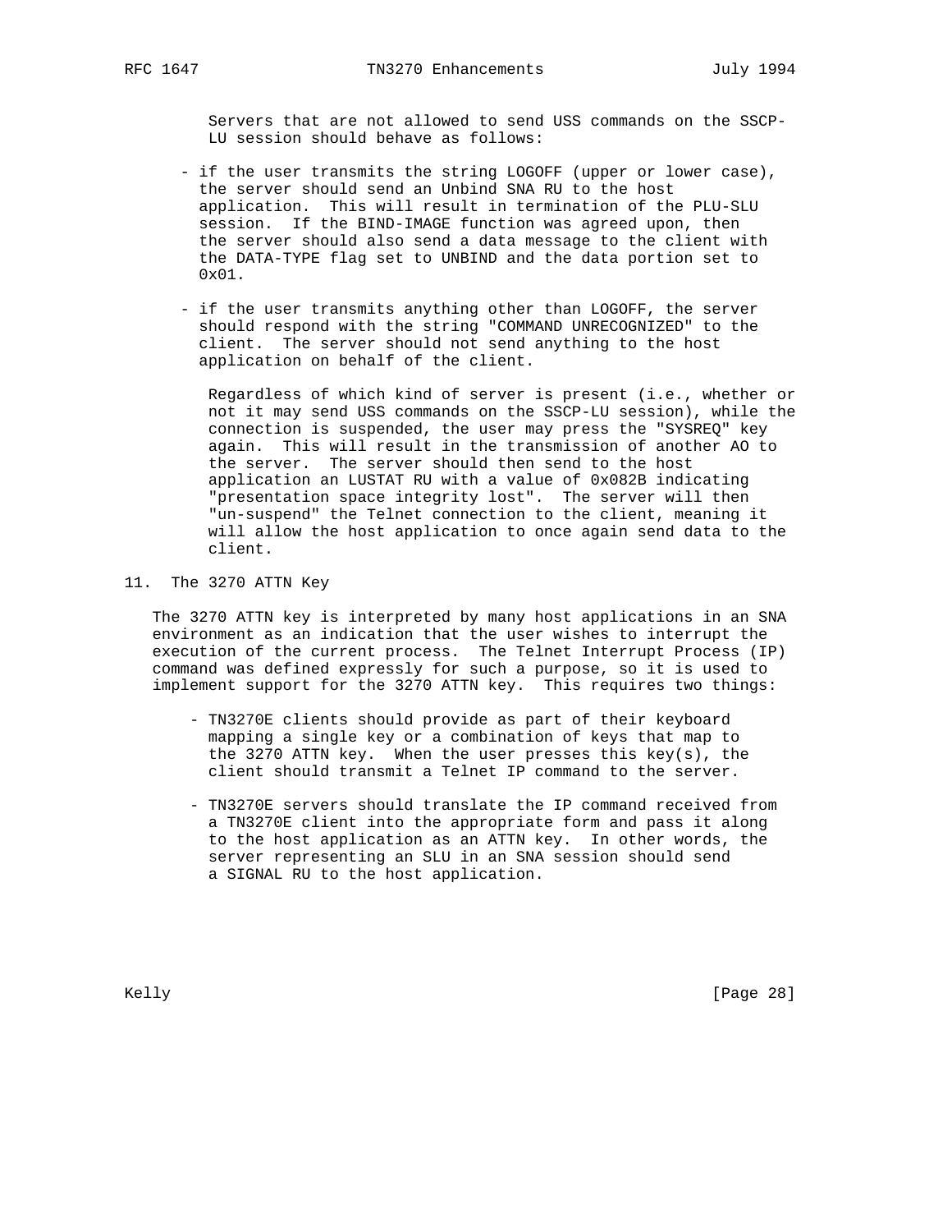Servers that are not allowed to send USS commands on the SSCP-LU session should behave as follows:

- if the user transmits the string LOGOFF (upper or lower case), the server should send an Unbind SNA RU to the host application. This will result in termination of the PLU-SLU session. If the BIND-IMAGE function was agreed upon, then the server should also send a data message to the client with the DATA-TYPE flag set to UNBIND and the data portion set to 0x01.

- if the user transmits anything other than LOGOFF, the server should respond with the string "COMMAND UNRECOGNIZED" to the client. The server should not send anything to the host application on behalf of the client.

Regardless of which kind of server is present (i.e., whether or not it may send USS commands on the SSCP-LU session), while the connection is suspended, the user may press the "SYSREQ" key again. This will result in the transmission of another AO to the server. The server should then send to the host application an LUSTAT RU with a value of 0x082B indicating "presentation space integrity lost". The server will then "un-suspend" the Telnet connection to the client, meaning it will allow the host application to once again send data to the client.

## 11. The 3270 ATTN Key

The 3270 ATTN key is interpreted by many host applications in an SNA environment as an indication that the user wishes to interrupt the execution of the current process. The Telnet Interrupt Process (IP) command was defined expressly for such a purpose, so it is used to implement support for the 3270 ATTN key. This requires two things:

- TN3270E clients should provide as part of their keyboard mapping a single key or a combination of keys that map to the 3270 ATTN key. When the user presses this key(s), the client should transmit a Telnet IP command to the server.

- TN3270E servers should translate the IP command received from a TN3270E client into the appropriate form and pass it along to the host application as an ATTN key. In other words, the server representing an SLU in an SNA session should send a SIGNAL RU to the host application.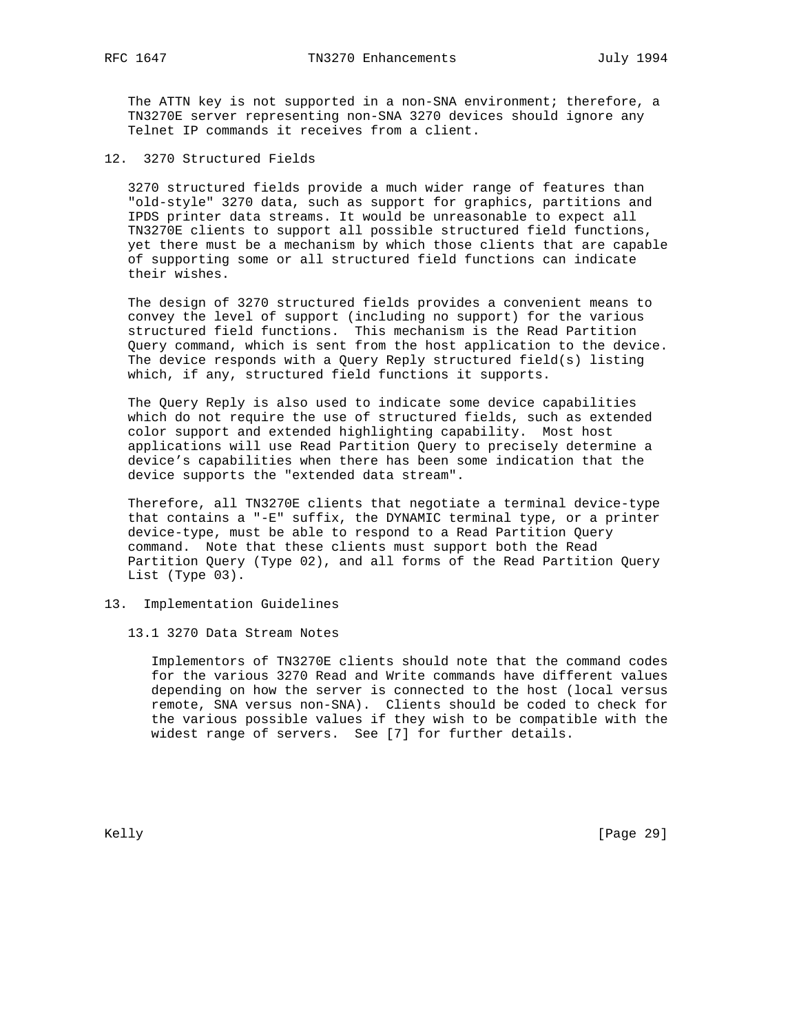The ATTN key is not supported in a non-SNA environment; therefore, a TN3270E server representing non-SNA 3270 devices should ignore any Telnet IP commands it receives from a client.

## 12. 3270 Structured Fields

3270 structured fields provide a much wider range of features than "old-style" 3270 data, such as support for graphics, partitions and IPDS printer data streams. It would be unreasonable to expect all TN3270E clients to support all possible structured field functions, yet there must be a mechanism by which those clients that are capable of supporting some or all structured field functions can indicate their wishes.

The design of 3270 structured fields provides a convenient means to convey the level of support (including no support) for the various structured field functions. This mechanism is the Read Partition Query command, which is sent from the host application to the device. The device responds with a Query Reply structured field(s) listing which, if any, structured field functions it supports.

The Query Reply is also used to indicate some device capabilities which do not require the use of structured fields, such as extended color support and extended highlighting capability. Most host applications will use Read Partition Query to precisely determine a device's capabilities when there has been some indication that the device supports the "extended data stream".

Therefore, all TN3270E clients that negotiate a terminal device-type that contains a "-E" suffix, the DYNAMIC terminal type, or a printer device-type, must be able to respond to a Read Partition Query command. Note that these clients must support both the Read Partition Query (Type 02), and all forms of the Read Partition Query List (Type 03).

## 13. Implementation Guidelines

### 13.1 3270 Data Stream Notes

Implementors of TN3270E clients should note that the command codes for the various 3270 Read and Write commands have different values depending on how the server is connected to the host (local versus remote, SNA versus non-SNA). Clients should be coded to check for the various possible values if they wish to be compatible with the widest range of servers. See [7] for further details.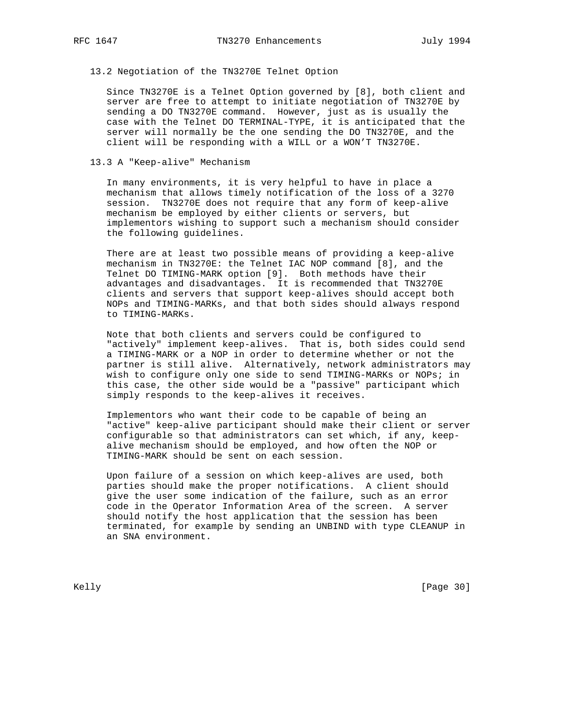### 13.2 Negotiation of the TN3270E Telnet Option

Since TN3270E is a Telnet Option governed by [8], both client and server are free to attempt to initiate negotiation of TN3270E by sending a DO TN3270E command. However, just as is usually the case with the Telnet DO TERMINAL-TYPE, it is anticipated that the server will normally be the one sending the DO TN3270E, and the client will be responding with a WILL or a WON'T TN3270E.

### 13.3 A "Keep-alive" Mechanism

In many environments, it is very helpful to have in place a mechanism that allows timely notification of the loss of a 3270 session. TN3270E does not require that any form of keep-alive mechanism be employed by either clients or servers, but implementors wishing to support such a mechanism should consider the following guidelines.

There are at least two possible means of providing a keep-alive mechanism in TN3270E: the Telnet IAC NOP command [8], and the Telnet DO TIMING-MARK option [9]. Both methods have their advantages and disadvantages. It is recommended that TN3270E clients and servers that support keep-alives should accept both NOPs and TIMING-MARKs, and that both sides should always respond to TIMING-MARKs.

Note that both clients and servers could be configured to "actively" implement keep-alives. That is, both sides could send a TIMING-MARK or a NOP in order to determine whether or not the partner is still alive. Alternatively, network administrators may wish to configure only one side to send TIMING-MARKs or NOPs; in this case, the other side would be a "passive" participant which simply responds to the keep-alives it receives.

Implementors who want their code to be capable of being an "active" keep-alive participant should make their client or server configurable so that administrators can set which, if any, keep-alive mechanism should be employed, and how often the NOP or TIMING-MARK should be sent on each session.

Upon failure of a session on which keep-alives are used, both parties should make the proper notifications. A client should give the user some indication of the failure, such as an error code in the Operator Information Area of the screen. A server should notify the host application that the session has been terminated, for example by sending an UNBIND with type CLEANUP in an SNA environment.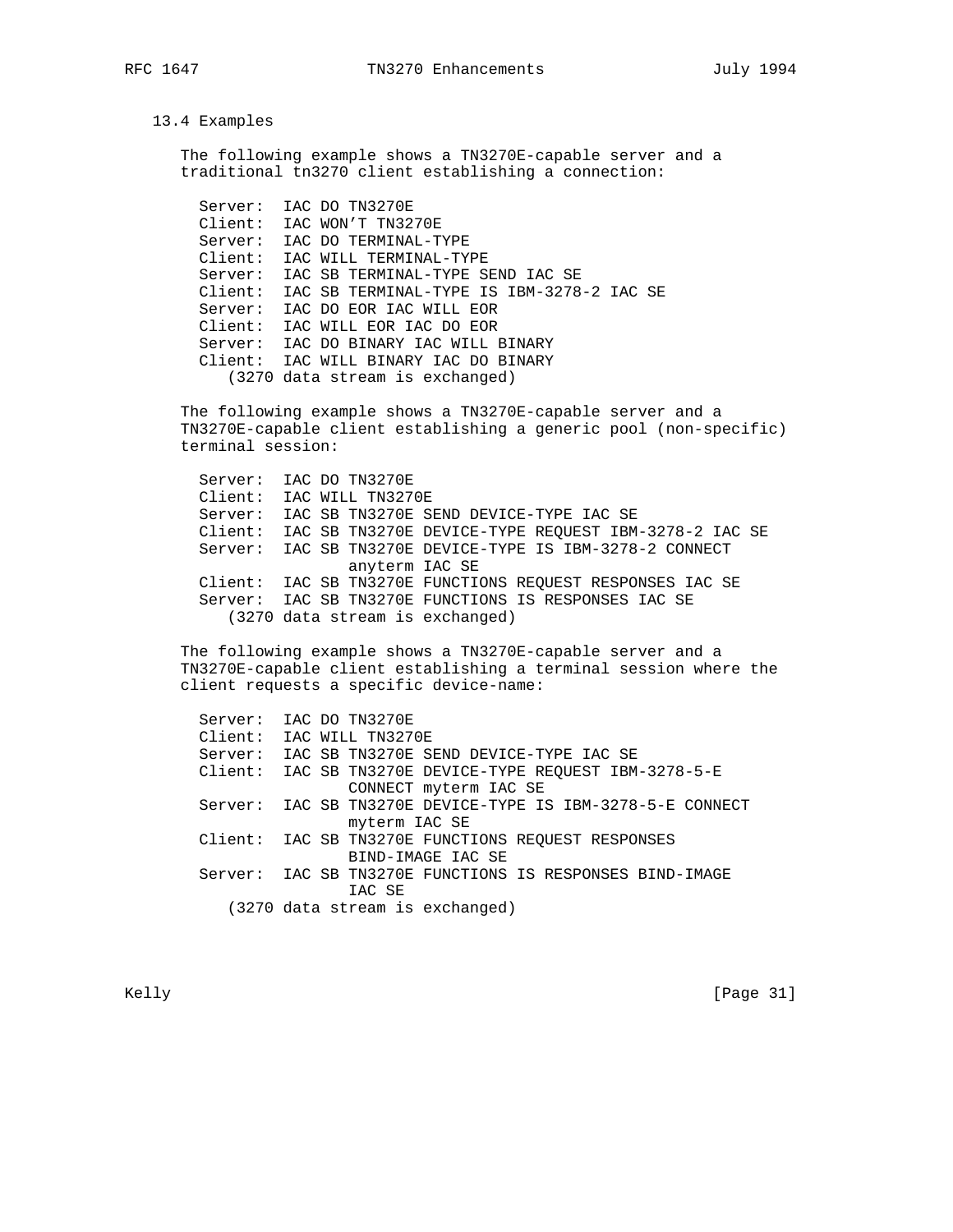### 13.4 Examples

The following example shows a TN3270E-capable server and a traditional tn3270 client establishing a connection:

```
Server:  IAC DO TN3270E
Client:  IAC WON'T TN3270E
Server:  IAC DO TERMINAL-TYPE
Client:  IAC WILL TERMINAL-TYPE
Server:  IAC SB TERMINAL-TYPE SEND IAC SE
Client:  IAC SB TERMINAL-TYPE IS IBM-3278-2 IAC SE
Server:  IAC DO EOR IAC WILL EOR
Client:  IAC WILL EOR IAC DO EOR
Server:  IAC DO BINARY IAC WILL BINARY
Client:  IAC WILL BINARY IAC DO BINARY
   (3270 data stream is exchanged)
```

The following example shows a TN3270E-capable server and a TN3270E-capable client establishing a generic pool (non-specific) terminal session:

```
Server:  IAC DO TN3270E
Client:  IAC WILL TN3270E
Server:  IAC SB TN3270E SEND DEVICE-TYPE IAC SE
Client:  IAC SB TN3270E DEVICE-TYPE REQUEST IBM-3278-2 IAC SE
Server:  IAC SB TN3270E DEVICE-TYPE IS IBM-3278-2 CONNECT
           anyterm IAC SE
Client:  IAC SB TN3270E FUNCTIONS REQUEST RESPONSES IAC SE
Server:  IAC SB TN3270E FUNCTIONS IS RESPONSES IAC SE
   (3270 data stream is exchanged)
```

The following example shows a TN3270E-capable server and a TN3270E-capable client establishing a terminal session where the client requests a specific device-name:

```
Server:  IAC DO TN3270E
Client:  IAC WILL TN3270E
Server:  IAC SB TN3270E SEND DEVICE-TYPE IAC SE
Client:  IAC SB TN3270E DEVICE-TYPE REQUEST IBM-3278-5-E
           CONNECT myterm IAC SE
Server:  IAC SB TN3270E DEVICE-TYPE IS IBM-3278-5-E CONNECT
           myterm IAC SE
Client:  IAC SB TN3270E FUNCTIONS REQUEST RESPONSES
           BIND-IMAGE IAC SE
Server:  IAC SB TN3270E FUNCTIONS IS RESPONSES BIND-IMAGE
           IAC SE
   (3270 data stream is exchanged)
```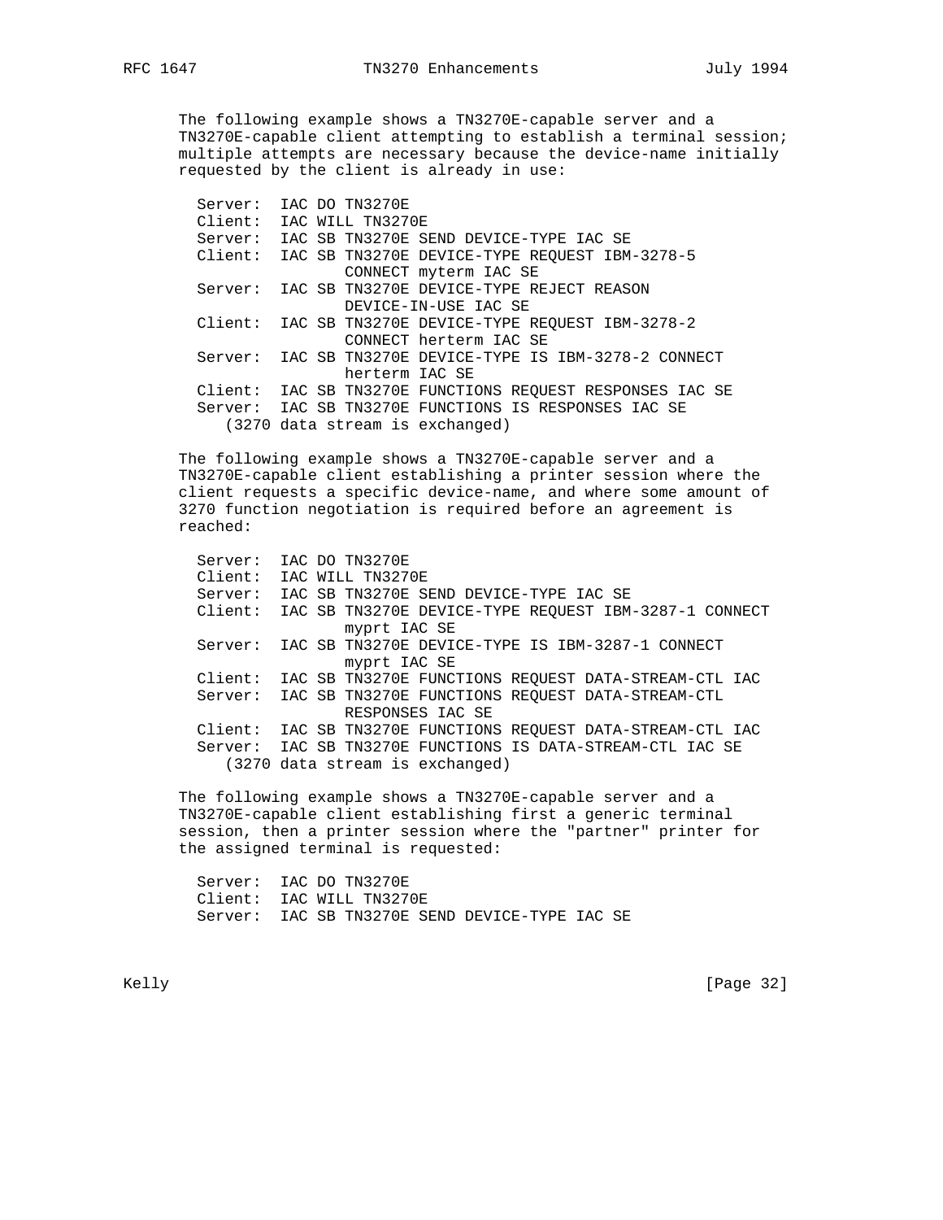The following example shows a TN3270E-capable server and a TN3270E-capable client attempting to establish a terminal session; multiple attempts are necessary because the device-name initially requested by the client is already in use:

```
Server:  IAC DO TN3270E
Client:  IAC WILL TN3270E
Server:  IAC SB TN3270E SEND DEVICE-TYPE IAC SE
Client:  IAC SB TN3270E DEVICE-TYPE REQUEST IBM-3278-5
                CONNECT myterm IAC SE
Server:  IAC SB TN3270E DEVICE-TYPE REJECT REASON
                DEVICE-IN-USE IAC SE
Client:  IAC SB TN3270E DEVICE-TYPE REQUEST IBM-3278-2
                CONNECT herterm IAC SE
Server:  IAC SB TN3270E DEVICE-TYPE IS IBM-3278-2 CONNECT
                herterm IAC SE
Client:  IAC SB TN3270E FUNCTIONS REQUEST RESPONSES IAC SE
Server:  IAC SB TN3270E FUNCTIONS IS RESPONSES IAC SE
   (3270 data stream is exchanged)
```

The following example shows a TN3270E-capable server and a TN3270E-capable client establishing a printer session where the client requests a specific device-name, and where some amount of 3270 function negotiation is required before an agreement is reached:

```
Server:  IAC DO TN3270E
Client:  IAC WILL TN3270E
Server:  IAC SB TN3270E SEND DEVICE-TYPE IAC SE
Client:  IAC SB TN3270E DEVICE-TYPE REQUEST IBM-3287-1 CONNECT
                myprt IAC SE
Server:  IAC SB TN3270E DEVICE-TYPE IS IBM-3287-1 CONNECT
                myprt IAC SE
Client:  IAC SB TN3270E FUNCTIONS REQUEST DATA-STREAM-CTL IAC
Server:  IAC SB TN3270E FUNCTIONS REQUEST DATA-STREAM-CTL
                RESPONSES IAC SE
Client:  IAC SB TN3270E FUNCTIONS REQUEST DATA-STREAM-CTL IAC
Server:  IAC SB TN3270E FUNCTIONS IS DATA-STREAM-CTL IAC SE
   (3270 data stream is exchanged)
```

The following example shows a TN3270E-capable server and a TN3270E-capable client establishing first a generic terminal session, then a printer session where the "partner" printer for the assigned terminal is requested:

```
Server:  IAC DO TN3270E
Client:  IAC WILL TN3270E
Server:  IAC SB TN3270E SEND DEVICE-TYPE IAC SE
```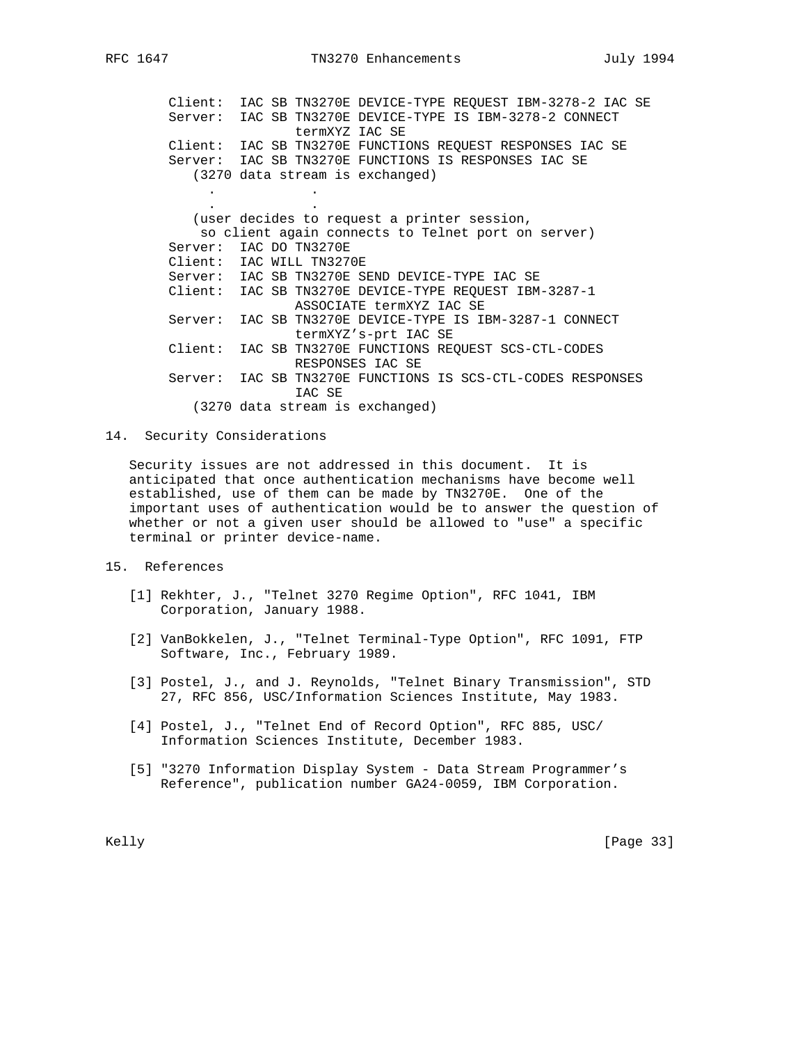```
Client:  IAC SB TN3270E DEVICE-TYPE REQUEST IBM-3278-2 IAC SE
Server:  IAC SB TN3270E DEVICE-TYPE IS IBM-3278-2 CONNECT
                   termXYZ IAC SE
Client:  IAC SB TN3270E FUNCTIONS REQUEST RESPONSES IAC SE
Server:  IAC SB TN3270E FUNCTIONS IS RESPONSES IAC SE
   (3270 data stream is exchanged)
      .            .
      .            .
   (user decides to request a printer session,
    so client again connects to Telnet port on server)
Server:  IAC DO TN3270E
Client:  IAC WILL TN3270E
Server:  IAC SB TN3270E SEND DEVICE-TYPE IAC SE
Client:  IAC SB TN3270E DEVICE-TYPE REQUEST IBM-3287-1
                   ASSOCIATE termXYZ IAC SE
Server:  IAC SB TN3270E DEVICE-TYPE IS IBM-3287-1 CONNECT
                   termXYZ's-prt IAC SE
Client:  IAC SB TN3270E FUNCTIONS REQUEST SCS-CTL-CODES
                   RESPONSES IAC SE
Server:  IAC SB TN3270E FUNCTIONS IS SCS-CTL-CODES RESPONSES
                   IAC SE
   (3270 data stream is exchanged)
```

## 14. Security Considerations

Security issues are not addressed in this document. It is anticipated that once authentication mechanisms have become well established, use of them can be made by TN3270E. One of the important uses of authentication would be to answer the question of whether or not a given user should be allowed to "use" a specific terminal or printer device-name.

## 15. References

[1] Rekhter, J., "Telnet 3270 Regime Option", RFC 1041, IBM Corporation, January 1988.

[2] VanBokkelen, J., "Telnet Terminal-Type Option", RFC 1091, FTP Software, Inc., February 1989.

[3] Postel, J., and J. Reynolds, "Telnet Binary Transmission", STD 27, RFC 856, USC/Information Sciences Institute, May 1983.

[4] Postel, J., "Telnet End of Record Option", RFC 885, USC/ Information Sciences Institute, December 1983.

[5] "3270 Information Display System - Data Stream Programmer's Reference", publication number GA24-0059, IBM Corporation.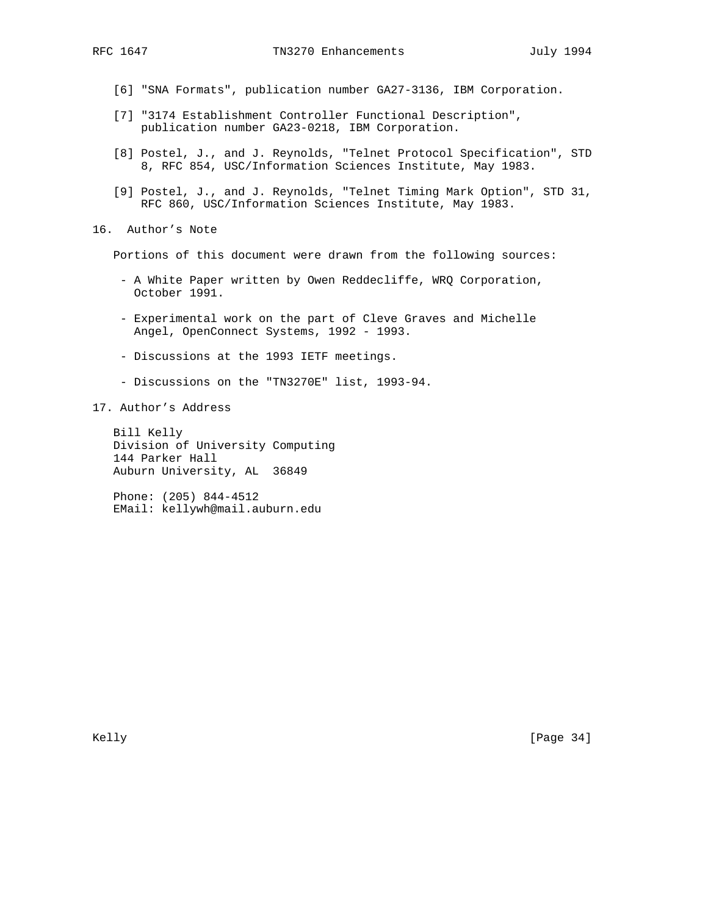[6] "SNA Formats", publication number GA27-3136, IBM Corporation.

[7] "3174 Establishment Controller Functional Description", publication number GA23-0218, IBM Corporation.

[8] Postel, J., and J. Reynolds, "Telnet Protocol Specification", STD 8, RFC 854, USC/Information Sciences Institute, May 1983.

[9] Postel, J., and J. Reynolds, "Telnet Timing Mark Option", STD 31, RFC 860, USC/Information Sciences Institute, May 1983.

## 16. Author's Note

Portions of this document were drawn from the following sources:

- A White Paper written by Owen Reddecliffe, WRQ Corporation, October 1991.
- Experimental work on the part of Cleve Graves and Michelle Angel, OpenConnect Systems, 1992 - 1993.
- Discussions at the 1993 IETF meetings.
- Discussions on the "TN3270E" list, 1993-94.

## 17. Author's Address

Bill Kelly
Division of University Computing
144 Parker Hall
Auburn University, AL 36849

Phone: (205) 844-4512
EMail: kellywh@mail.auburn.edu